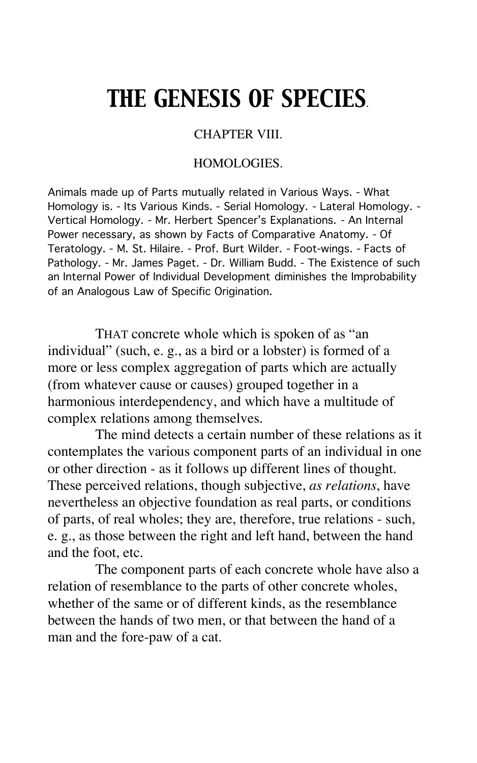# THE GENESIS OF SPECIES.

CHAPTER VIII.

HOMOLOGIES.

Animals made up of Parts mutually related in Various Ways. - What Homology is. - Its Various Kinds. - Serial Homology. - Lateral Homology. - Vertical Homology. - Mr. Herbert Spencer's Explanations. - An Internal Power necessary, as shown by Facts of Comparative Anatomy. - Of Teratology. - M. St. Hilaire. - Prof. Burt Wilder. - Foot-wings. - Facts of Pathology. - Mr. James Paget. - Dr. William Budd. - The Existence of such an Internal Power of Individual Development diminishes the Improbability of an Analogous Law of Specific Origination.

THAT concrete whole which is spoken of as "an individual" (such, e. g., as a bird or a lobster) is formed of a more or less complex aggregation of parts which are actually (from whatever cause or causes) grouped together in a harmonious interdependency, and which have a multitude of complex relations among themselves.

The mind detects a certain number of these relations as it contemplates the various component parts of an individual in one or other direction - as it follows up different lines of thought. These perceived relations, though subjective, *as relations*, have nevertheless an objective foundation as real parts, or conditions of parts, of real wholes; they are, therefore, true relations - such, e. g., as those between the right and left hand, between the hand and the foot, etc.

The component parts of each concrete whole have also a relation of resemblance to the parts of other concrete wholes, whether of the same or of different kinds, as the resemblance between the hands of two men, or that between the hand of a man and the fore-paw of a cat.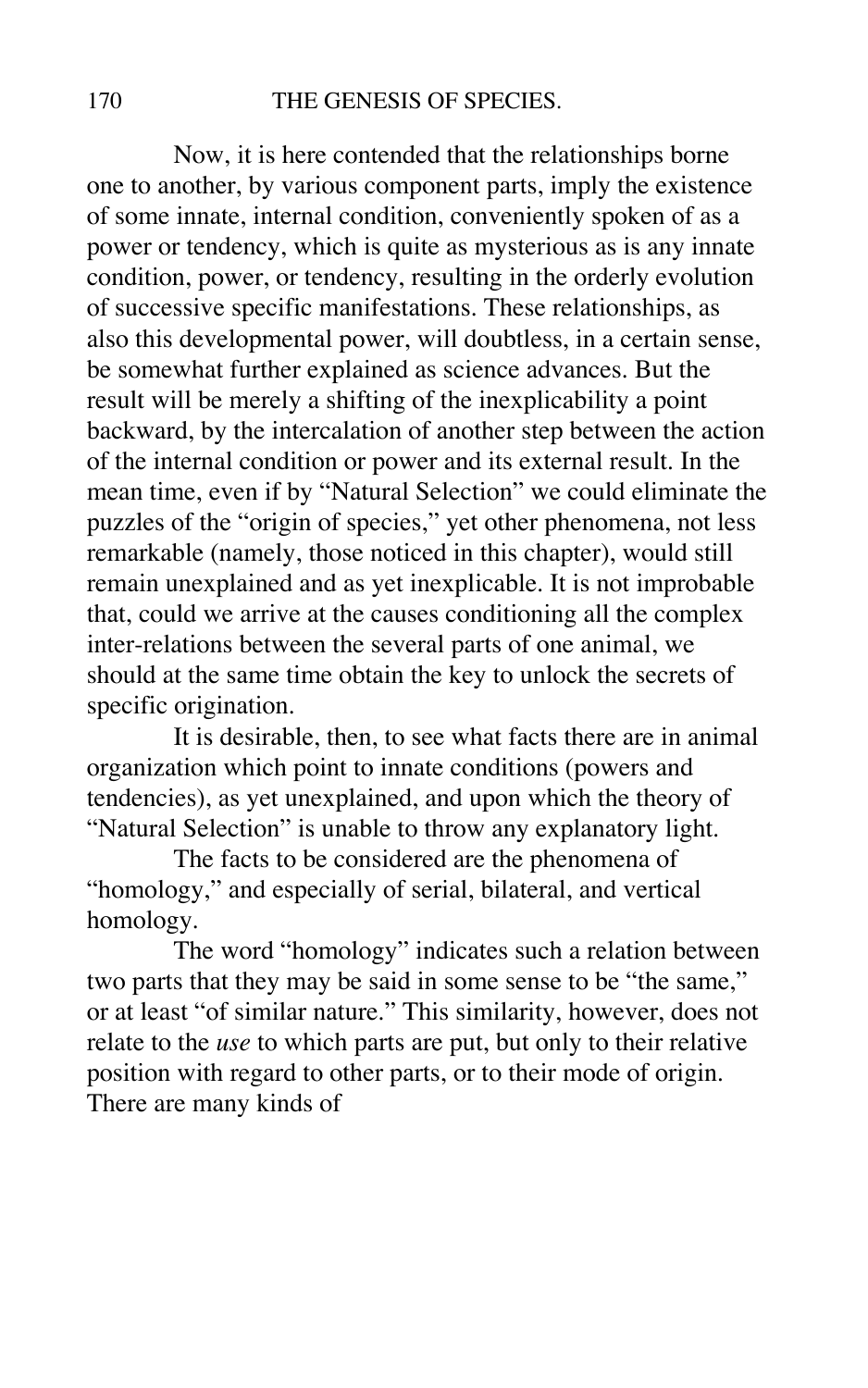Now, it is here contended that the relationships borne one to another, by various component parts, imply the existence of some innate, internal condition, conveniently spoken of as a power or tendency, which is quite as mysterious as is any innate condition, power, or tendency, resulting in the orderly evolution of successive specific manifestations. These relationships, as also this developmental power, will doubtless, in a certain sense, be somewhat further explained as science advances. But the result will be merely a shifting of the inexplicability a point backward, by the intercalation of another step between the action of the internal condition or power and its external result. In the mean time, even if by "Natural Selection" we could eliminate the puzzles of the "origin of species," yet other phenomena, not less remarkable (namely, those noticed in this chapter), would still remain unexplained and as yet inexplicable. It is not improbable that, could we arrive at the causes conditioning all the complex inter-relations between the several parts of one animal, we should at the same time obtain the key to unlock the secrets of specific origination.

It is desirable, then, to see what facts there are in animal organization which point to innate conditions (powers and tendencies), as yet unexplained, and upon which the theory of "Natural Selection" is unable to throw any explanatory light.

The facts to be considered are the phenomena of "homology," and especially of serial, bilateral, and vertical homology.

The word "homology" indicates such a relation between two parts that they may be said in some sense to be "the same," or at least "of similar nature." This similarity, however, does not relate to the *use* to which parts are put, but only to their relative position with regard to other parts, or to their mode of origin. There are many kinds of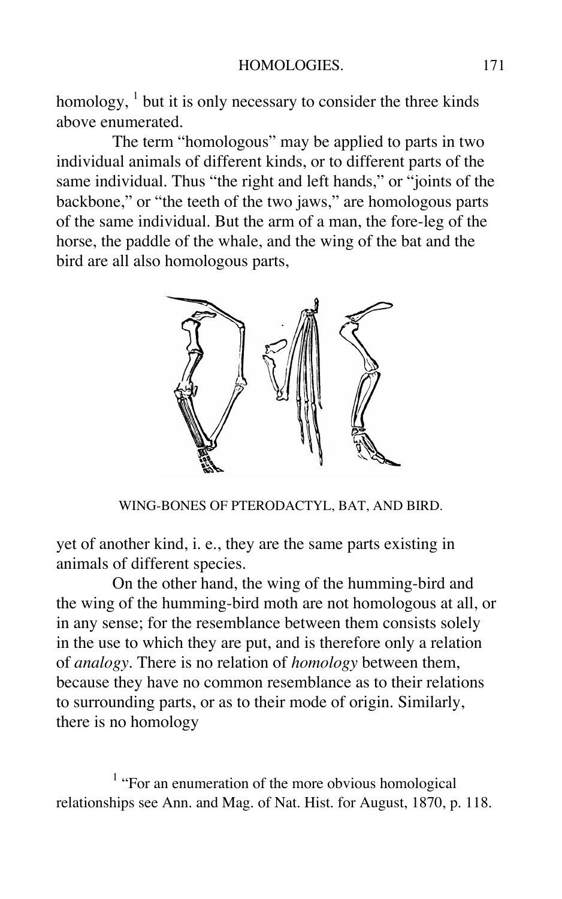homology, [1] but it is only necessary to consider the three kinds above enumerated.

The term "homologous" may be applied to parts in two individual animals of different kinds, or to different parts of the same individual. Thus "the right and left hands," or "joints of the backbone," or "the teeth of the two jaws," are homologous parts of the same individual. But the arm of a man, the fore-leg of the horse, the paddle of the whale, and the wing of the bat and the bird are all also homologous parts,

WING-BONES OF PTERODACTYL, BAT, AND BIRD.

yet of another kind, i. e., they are the same parts existing in animals of different species.

On the other hand, the wing of the humming-bird and the wing of the humming-bird moth are not homologous at all, or in any sense; for the resemblance between them consists solely in the use to which they are put, and is therefore only a relation of *analogy*. There is no relation of *homology* between them, because they have no common resemblance as to their relations to surrounding parts, or as to their mode of origin. Similarly, there is no homology

[1] "For an enumeration of the more obvious homological relationships see Ann. and Mag. of Nat. Hist. for August, 1870, p. 118.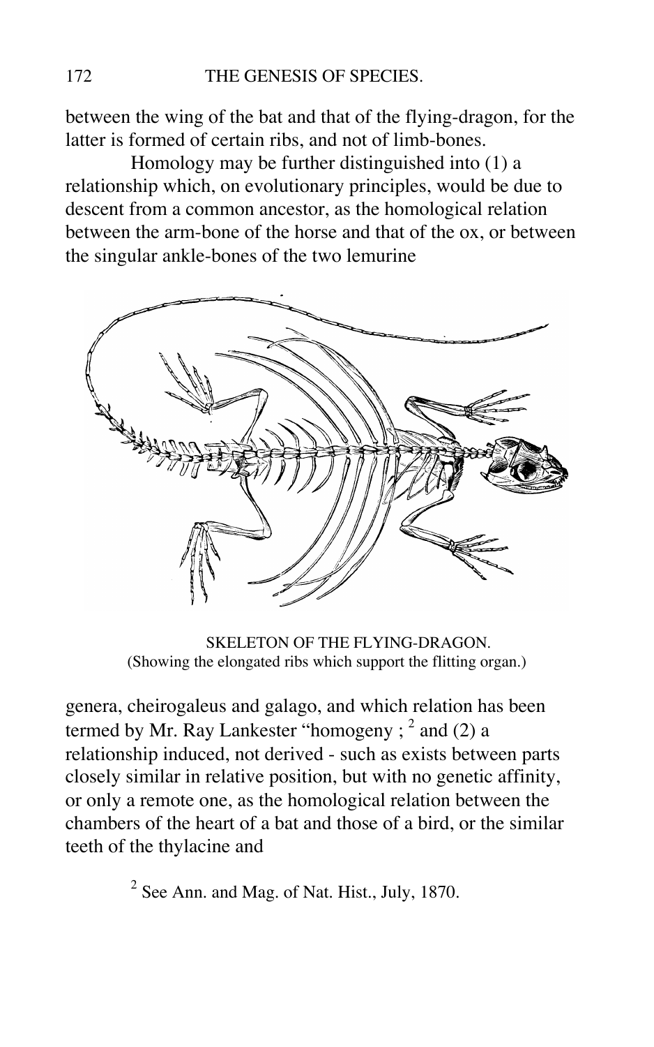between the wing of the bat and that of the flying-dragon, for the latter is formed of certain ribs, and not of limb-bones.

Homology may be further distinguished into (1) a relationship which, on evolutionary principles, would be due to descent from a common ancestor, as the homological relation between the arm-bone of the horse and that of the ox, or between the singular ankle-bones of the two lemurine

SKELETON OF THE FLYING-DRAGON.
(Showing the elongated ribs which support the flitting organ.)

genera, cheirogaleus and galago, and which relation has been termed by Mr. Ray Lankester "homogeny ;[2] and (2) a relationship induced, not derived - such as exists between parts closely similar in relative position, but with no genetic affinity, or only a remote one, as the homological relation between the chambers of the heart of a bat and those of a bird, or the similar teeth of the thylacine and

[2] See Ann. and Mag. of Nat. Hist., July, 1870.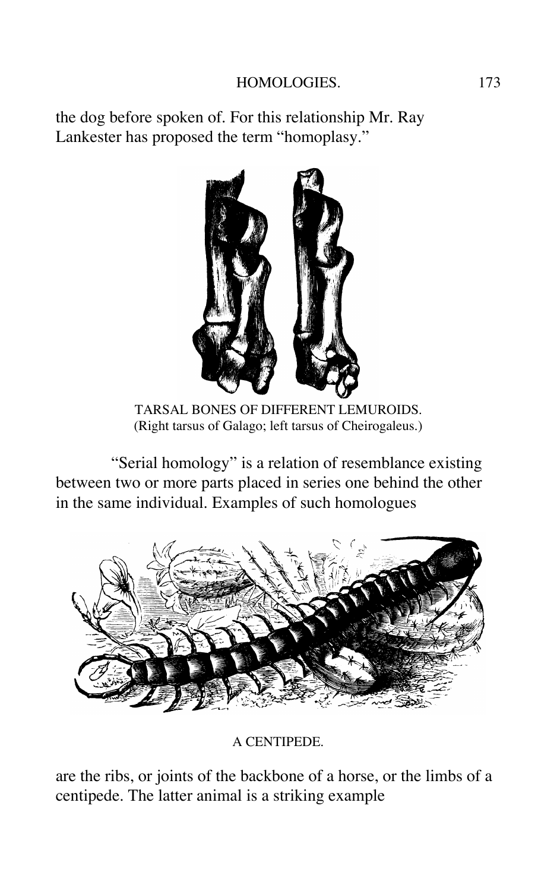the dog before spoken of. For this relationship Mr. Ray Lankester has proposed the term "homoplasy."

TARSAL BONES OF DIFFERENT LEMUROIDS.
(Right tarsus of Galago; left tarsus of Cheirogaleus.)

"Serial homology" is a relation of resemblance existing between two or more parts placed in series one behind the other in the same individual. Examples of such homologues

A CENTIPEDE.

are the ribs, or joints of the backbone of a horse, or the limbs of a centipede. The latter animal is a striking example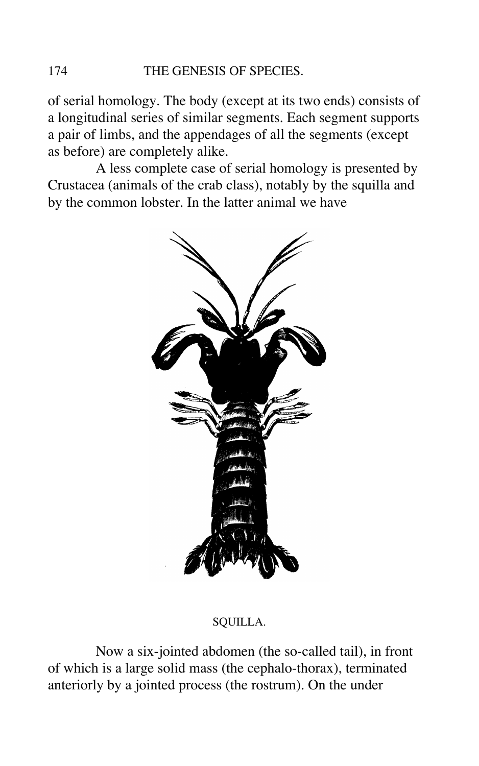of serial homology. The body (except at its two ends) consists of a longitudinal series of similar segments. Each segment supports a pair of limbs, and the appendages of all the segments (except as before) are completely alike.

A less complete case of serial homology is presented by Crustacea (animals of the crab class), notably by the squilla and by the common lobster. In the latter animal we have

SQUILLA.

Now a six-jointed abdomen (the so-called tail), in front of which is a large solid mass (the cephalo-thorax), terminated anteriorly by a jointed process (the rostrum). On the under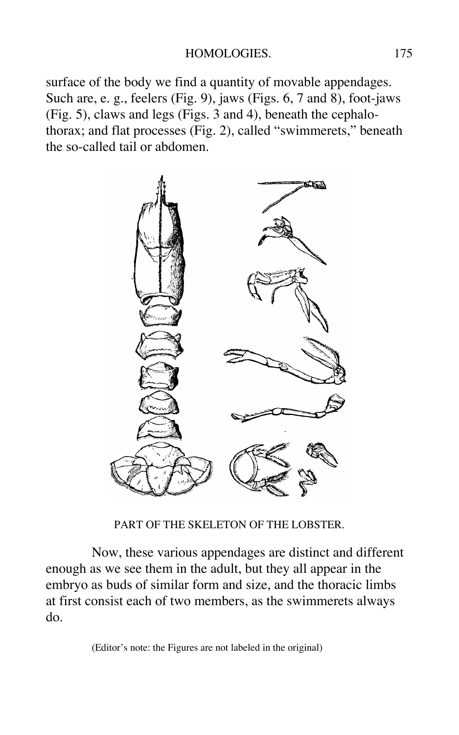surface of the body we find a quantity of movable appendages. Such are, e. g., feelers (Fig. 9), jaws (Figs. 6, 7 and 8), foot-jaws (Fig. 5), claws and legs (Figs. 3 and 4), beneath the cephalo-thorax; and flat processes (Fig. 2), called "swimmerets," beneath the so-called tail or abdomen.

PART OF THE SKELETON OF THE LOBSTER.

Now, these various appendages are distinct and different enough as we see them in the adult, but they all appear in the embryo as buds of similar form and size, and the thoracic limbs at first consist each of two members, as the swimmerets always do.

(Editor's note: the Figures are not labeled in the original)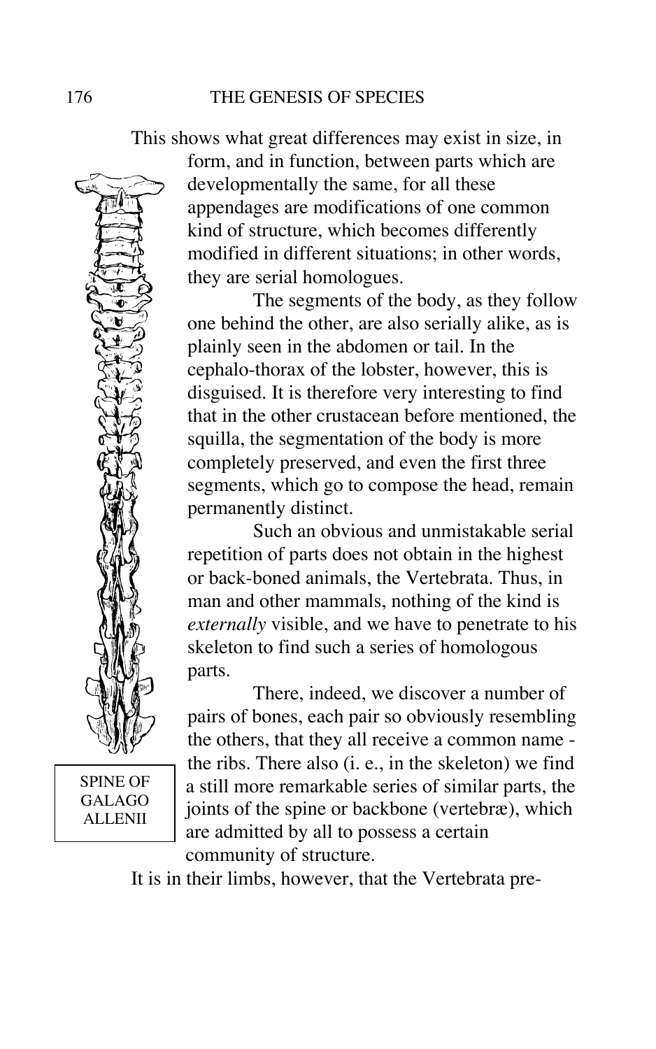This shows what great differences may exist in size, in form, and in function, between parts which are developmentally the same, for all these appendages are modifications of one common kind of structure, which becomes differently modified in different situations; in other words, they are serial homologues.

The segments of the body, as they follow one behind the other, are also serially alike, as is plainly seen in the abdomen or tail. In the cephalo-thorax of the lobster, however, this is disguised. It is therefore very interesting to find that in the other crustacean before mentioned, the squilla, the segmentation of the body is more completely preserved, and even the first three segments, which go to compose the head, remain permanently distinct.

Such an obvious and unmistakable serial repetition of parts does not obtain in the highest or back-boned animals, the Vertebrata. Thus, in man and other mammals, nothing of the kind is *externally* visible, and we have to penetrate to his skeleton to find such a series of homologous parts.

There, indeed, we discover a number of pairs of bones, each pair so obviously resembling the others, that they all receive a common name - the ribs. There also (i. e., in the skeleton) we find a still more remarkable series of similar parts, the joints of the spine or backbone (vertebræ), which are admitted by all to possess a certain community of structure.

SPINE OF GALAGO ALLENII

It is in their limbs, however, that the Vertebrata pre-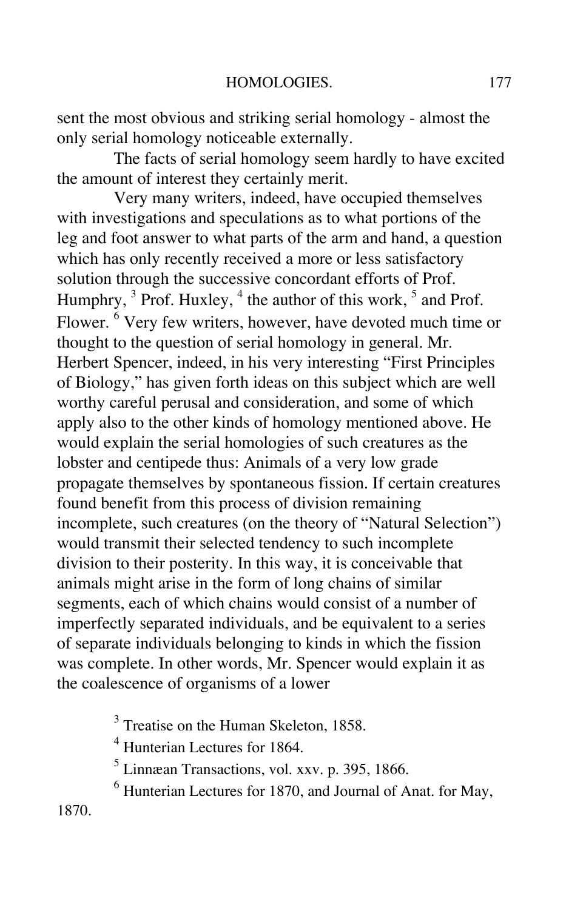sent the most obvious and striking serial homology - almost the only serial homology noticeable externally.

The facts of serial homology seem hardly to have excited the amount of interest they certainly merit.

Very many writers, indeed, have occupied themselves with investigations and speculations as to what portions of the leg and foot answer to what parts of the arm and hand, a question which has only recently received a more or less satisfactory solution through the successive concordant efforts of Prof. Humphry, [3] Prof. Huxley, [4] the author of this work, [5] and Prof. Flower. [6] Very few writers, however, have devoted much time or thought to the question of serial homology in general. Mr. Herbert Spencer, indeed, in his very interesting "First Principles of Biology," has given forth ideas on this subject which are well worthy careful perusal and consideration, and some of which apply also to the other kinds of homology mentioned above. He would explain the serial homologies of such creatures as the lobster and centipede thus: Animals of a very low grade propagate themselves by spontaneous fission. If certain creatures found benefit from this process of division remaining incomplete, such creatures (on the theory of "Natural Selection") would transmit their selected tendency to such incomplete division to their posterity. In this way, it is conceivable that animals might arise in the form of long chains of similar segments, each of which chains would consist of a number of imperfectly separated individuals, and be equivalent to a series of separate individuals belonging to kinds in which the fission was complete. In other words, Mr. Spencer would explain it as the coalescence of organisms of a lower

[3] Treatise on the Human Skeleton, 1858.

[4] Hunterian Lectures for 1864.

[5] Linnæan Transactions, vol. xxv. p. 395, 1866.

[6] Hunterian Lectures for 1870, and Journal of Anat. for May, 1870.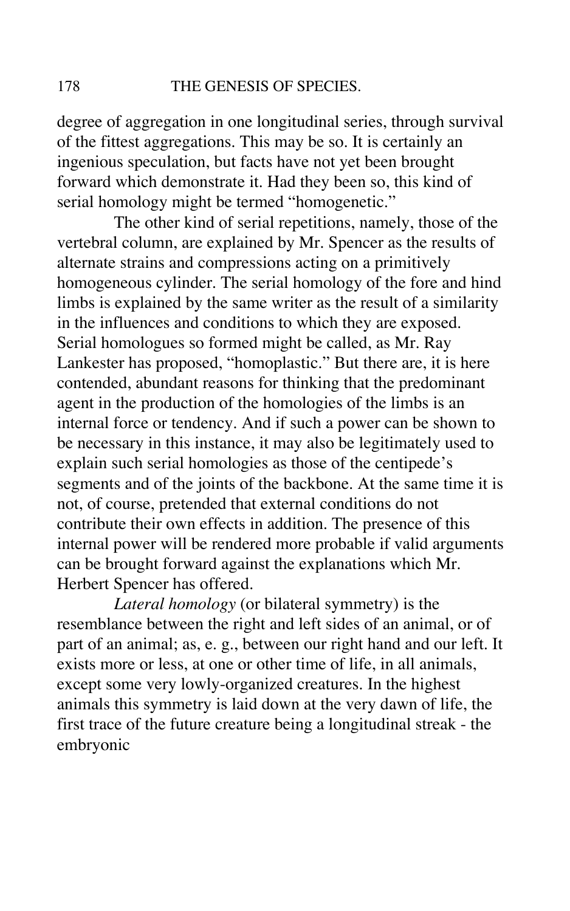degree of aggregation in one longitudinal series, through survival of the fittest aggregations. This may be so. It is certainly an ingenious speculation, but facts have not yet been brought forward which demonstrate it. Had they been so, this kind of serial homology might be termed "homogenetic."

The other kind of serial repetitions, namely, those of the vertebral column, are explained by Mr. Spencer as the results of alternate strains and compressions acting on a primitively homogeneous cylinder. The serial homology of the fore and hind limbs is explained by the same writer as the result of a similarity in the influences and conditions to which they are exposed. Serial homologues so formed might be called, as Mr. Ray Lankester has proposed, "homoplastic." But there are, it is here contended, abundant reasons for thinking that the predominant agent in the production of the homologies of the limbs is an internal force or tendency. And if such a power can be shown to be necessary in this instance, it may also be legitimately used to explain such serial homologies as those of the centipede's segments and of the joints of the backbone. At the same time it is not, of course, pretended that external conditions do not contribute their own effects in addition. The presence of this internal power will be rendered more probable if valid arguments can be brought forward against the explanations which Mr. Herbert Spencer has offered.

*Lateral homology* (or bilateral symmetry) is the resemblance between the right and left sides of an animal, or of part of an animal; as, e. g., between our right hand and our left. It exists more or less, at one or other time of life, in all animals, except some very lowly-organized creatures. In the highest animals this symmetry is laid down at the very dawn of life, the first trace of the future creature being a longitudinal streak - the embryonic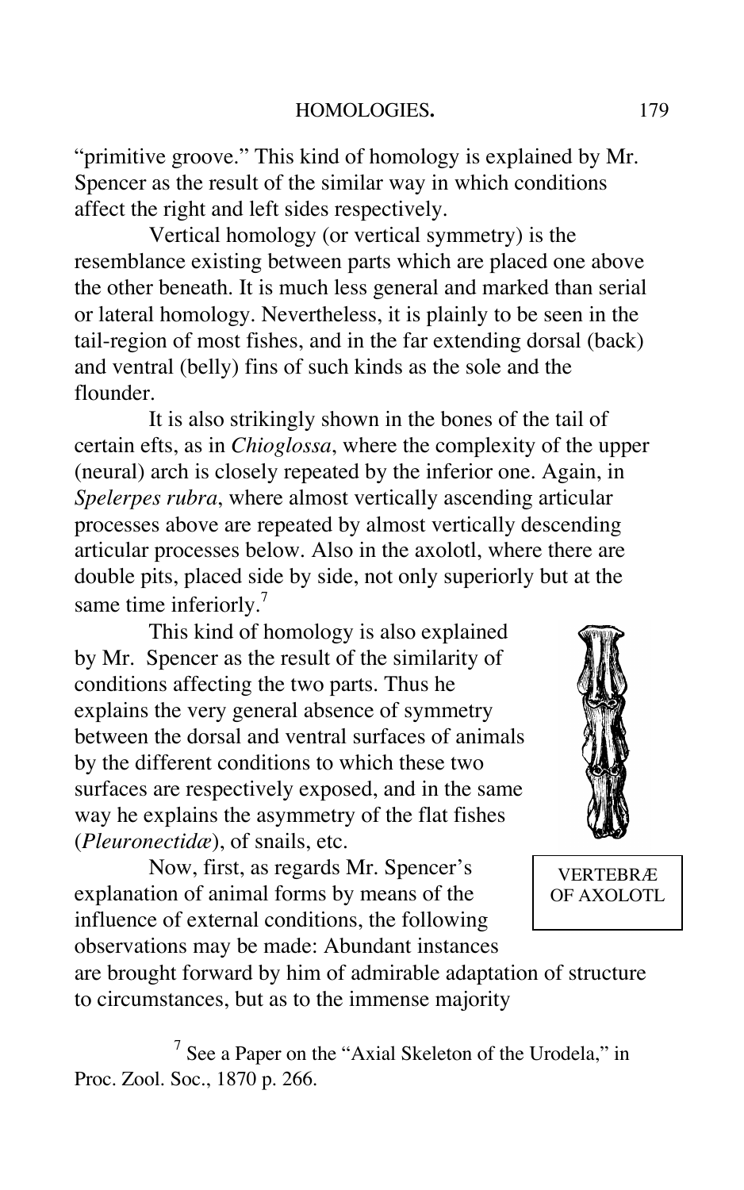"primitive groove." This kind of homology is explained by Mr. Spencer as the result of the similar way in which conditions affect the right and left sides respectively.

Vertical homology (or vertical symmetry) is the resemblance existing between parts which are placed one above the other beneath. It is much less general and marked than serial or lateral homology. Nevertheless, it is plainly to be seen in the tail-region of most fishes, and in the far extending dorsal (back) and ventral (belly) fins of such kinds as the sole and the flounder.

It is also strikingly shown in the bones of the tail of certain efts, as in *Chioglossa*, where the complexity of the upper (neural) arch is closely repeated by the inferior one. Again, in *Spelerpes rubra*, where almost vertically ascending articular processes above are repeated by almost vertically descending articular processes below. Also in the axolotl, where there are double pits, placed side by side, not only superiorly but at the same time inferiorly.[7]

This kind of homology is also explained by Mr. Spencer as the result of the similarity of conditions affecting the two parts. Thus he explains the very general absence of symmetry between the dorsal and ventral surfaces of animals by the different conditions to which these two surfaces are respectively exposed, and in the same way he explains the asymmetry of the flat fishes (*Pleuronectidæ*), of snails, etc.

VERTEBRÆ OF AXOLOTL

Now, first, as regards Mr. Spencer's explanation of animal forms by means of the influence of external conditions, the following observations may be made: Abundant instances are brought forward by him of admirable adaptation of structure to circumstances, but as to the immense majority

[7] See a Paper on the "Axial Skeleton of the Urodela," in Proc. Zool. Soc., 1870 p. 266.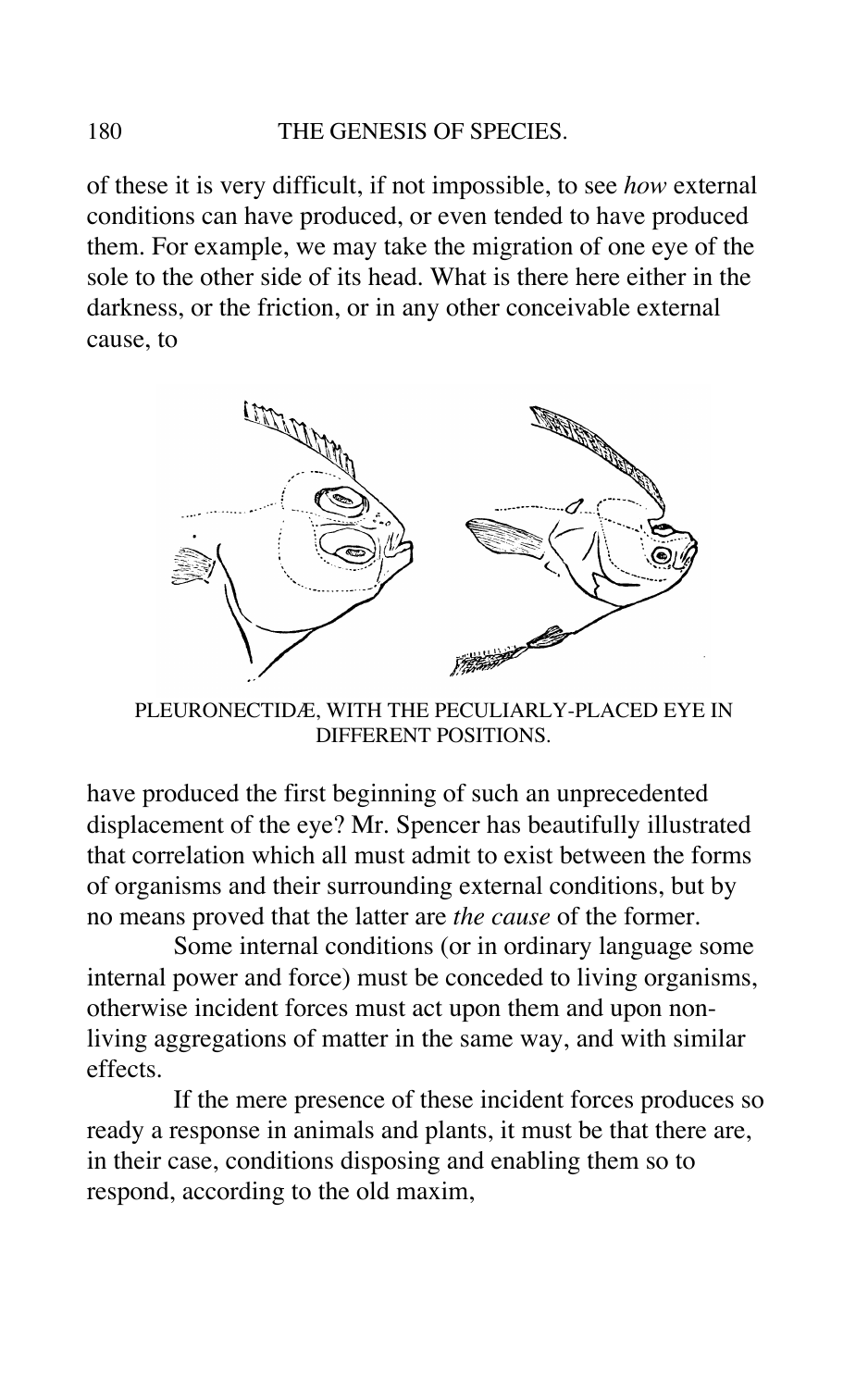of these it is very difficult, if not impossible, to see *how* external conditions can have produced, or even tended to have produced them. For example, we may take the migration of one eye of the sole to the other side of its head. What is there here either in the darkness, or the friction, or in any other conceivable external cause, to

PLEURONECTIDÆ, WITH THE PECULIARLY-PLACED EYE IN DIFFERENT POSITIONS.

have produced the first beginning of such an unprecedented displacement of the eye? Mr. Spencer has beautifully illustrated that correlation which all must admit to exist between the forms of organisms and their surrounding external conditions, but by no means proved that the latter are *the cause* of the former.

Some internal conditions (or in ordinary language some internal power and force) must be conceded to living organisms, otherwise incident forces must act upon them and upon non-living aggregations of matter in the same way, and with similar effects.

If the mere presence of these incident forces produces so ready a response in animals and plants, it must be that there are, in their case, conditions disposing and enabling them so to respond, according to the old maxim,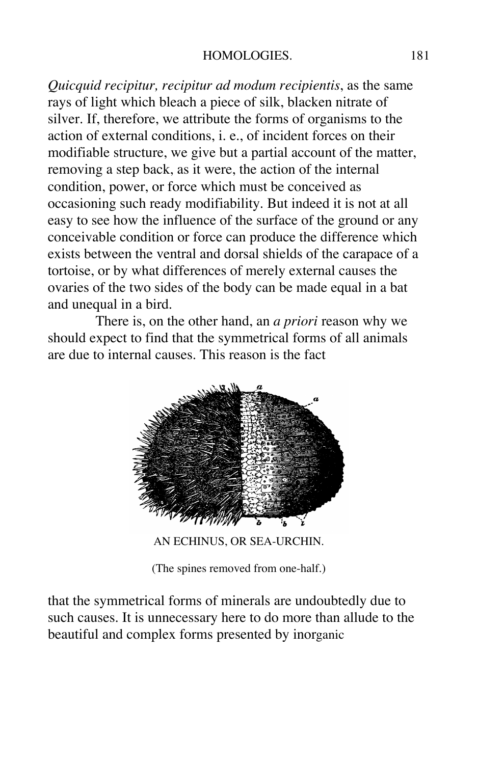*Quicquid recipitur, recipitur ad modum recipientis*, as the same rays of light which bleach a piece of silk, blacken nitrate of silver. If, therefore, we attribute the forms of organisms to the action of external conditions, i. e., of incident forces on their modifiable structure, we give but a partial account of the matter, removing a step back, as it were, the action of the internal condition, power, or force which must be conceived as occasioning such ready modifiability. But indeed it is not at all easy to see how the influence of the surface of the ground or any conceivable condition or force can produce the difference which exists between the ventral and dorsal shields of the carapace of a tortoise, or by what differences of merely external causes the ovaries of the two sides of the body can be made equal in a bat and unequal in a bird.

There is, on the other hand, an *a priori* reason why we should expect to find that the symmetrical forms of all animals are due to internal causes. This reason is the fact

AN ECHINUS, OR SEA-URCHIN.

(The spines removed from one-half.)

that the symmetrical forms of minerals are undoubtedly due to such causes. It is unnecessary here to do more than allude to the beautiful and complex forms presented by inorganic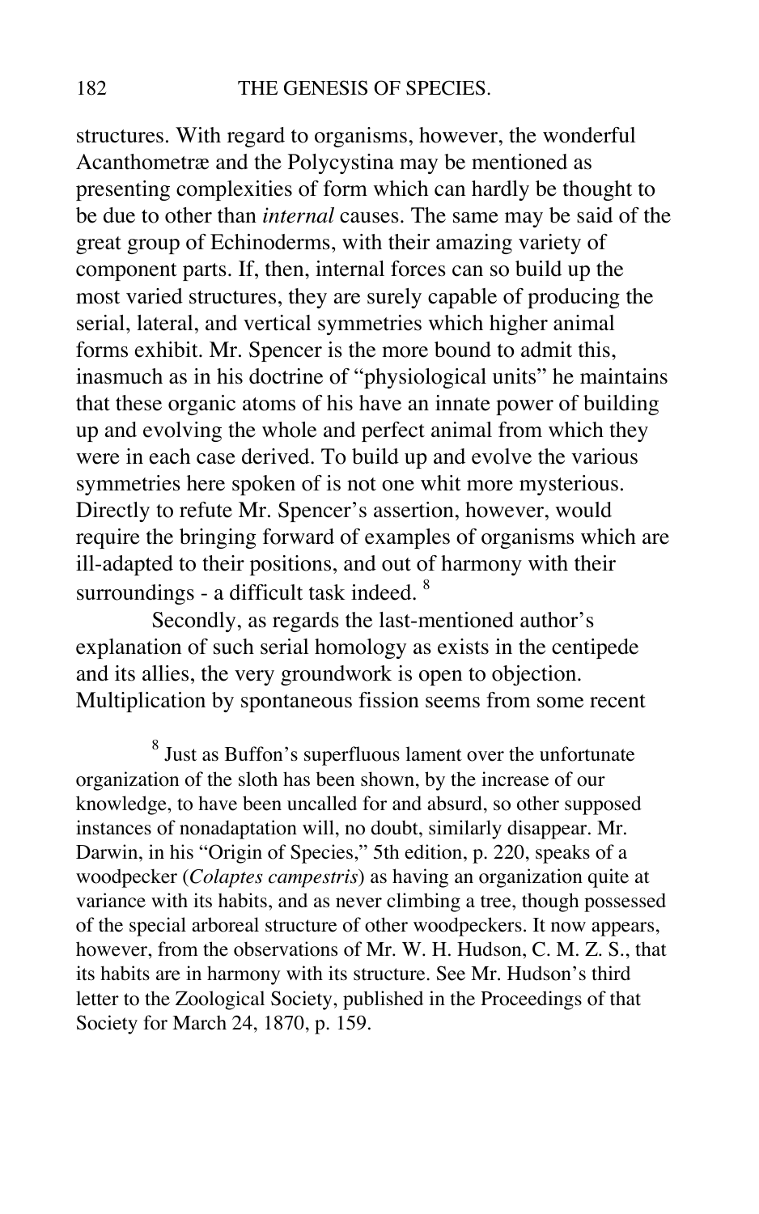structures. With regard to organisms, however, the wonderful Acanthometræ and the Polycystina may be mentioned as presenting complexities of form which can hardly be thought to be due to other than *internal* causes. The same may be said of the great group of Echinoderms, with their amazing variety of component parts. If, then, internal forces can so build up the most varied structures, they are surely capable of producing the serial, lateral, and vertical symmetries which higher animal forms exhibit. Mr. Spencer is the more bound to admit this, inasmuch as in his doctrine of "physiological units" he maintains that these organic atoms of his have an innate power of building up and evolving the whole and perfect animal from which they were in each case derived. To build up and evolve the various symmetries here spoken of is not one whit more mysterious. Directly to refute Mr. Spencer's assertion, however, would require the bringing forward of examples of organisms which are ill-adapted to their positions, and out of harmony with their surroundings - a difficult task indeed. [8]

Secondly, as regards the last-mentioned author's explanation of such serial homology as exists in the centipede and its allies, the very groundwork is open to objection. Multiplication by spontaneous fission seems from some recent

[8] Just as Buffon's superfluous lament over the unfortunate organization of the sloth has been shown, by the increase of our knowledge, to have been uncalled for and absurd, so other supposed instances of nonadaptation will, no doubt, similarly disappear. Mr. Darwin, in his "Origin of Species," 5th edition, p. 220, speaks of a woodpecker (*Colaptes campestris*) as having an organization quite at variance with its habits, and as never climbing a tree, though possessed of the special arboreal structure of other woodpeckers. It now appears, however, from the observations of Mr. W. H. Hudson, C. M. Z. S., that its habits are in harmony with its structure. See Mr. Hudson's third letter to the Zoological Society, published in the Proceedings of that Society for March 24, 1870, p. 159.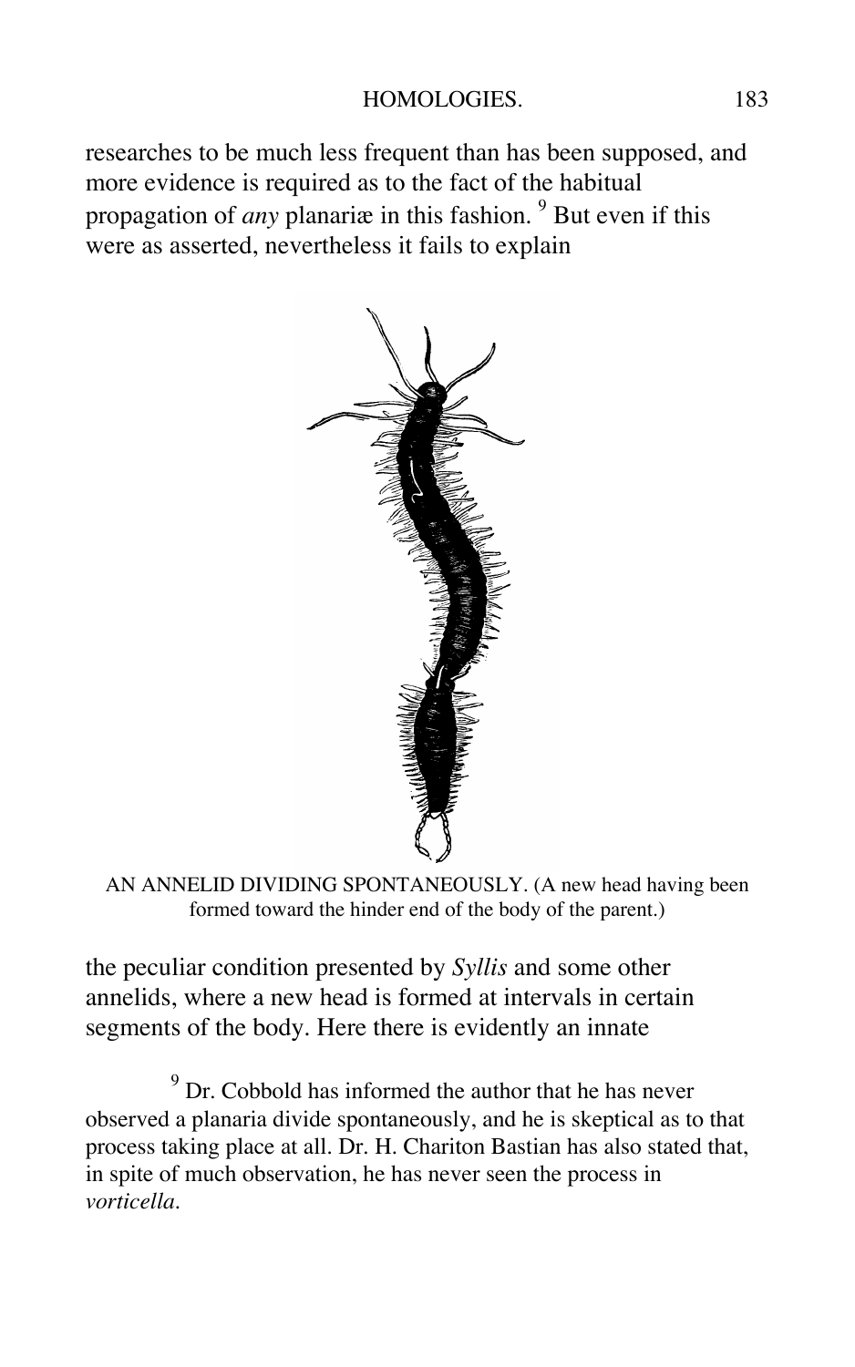researches to be much less frequent than has been supposed, and more evidence is required as to the fact of the habitual propagation of *any* planariæ in this fashion. [9] But even if this were as asserted, nevertheless it fails to explain

AN ANNELID DIVIDING SPONTANEOUSLY. (A new head having been formed toward the hinder end of the body of the parent.)

the peculiar condition presented by *Syllis* and some other annelids, where a new head is formed at intervals in certain segments of the body. Here there is evidently an innate

[9] Dr. Cobbold has informed the author that he has never observed a planaria divide spontaneously, and he is skeptical as to that process taking place at all. Dr. H. Chariton Bastian has also stated that, in spite of much observation, he has never seen the process in *vorticella*.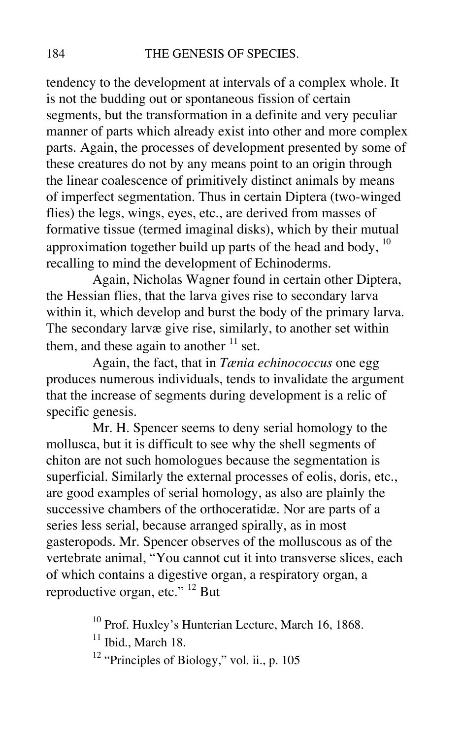tendency to the development at intervals of a complex whole. It is not the budding out or spontaneous fission of certain segments, but the transformation in a definite and very peculiar manner of parts which already exist into other and more complex parts. Again, the processes of development presented by some of these creatures do not by any means point to an origin through the linear coalescence of primitively distinct animals by means of imperfect segmentation. Thus in certain Diptera (two-winged flies) the legs, wings, eyes, etc., are derived from masses of formative tissue (termed imaginal disks), which by their mutual approximation together build up parts of the head and body, [10] recalling to mind the development of Echinoderms.

Again, Nicholas Wagner found in certain other Diptera, the Hessian flies, that the larva gives rise to secondary larva within it, which develop and burst the body of the primary larva. The secondary larvæ give rise, similarly, to another set within them, and these again to another [11] set.

Again, the fact, that in *Tænia echinococcus* one egg produces numerous individuals, tends to invalidate the argument that the increase of segments during development is a relic of specific genesis.

Mr. H. Spencer seems to deny serial homology to the mollusca, but it is difficult to see why the shell segments of chiton are not such homologues because the segmentation is superficial. Similarly the external processes of eolis, doris, etc., are good examples of serial homology, as also are plainly the successive chambers of the orthoceratidæ. Nor are parts of a series less serial, because arranged spirally, as in most gasteropods. Mr. Spencer observes of the molluscous as of the vertebrate animal, "You cannot cut it into transverse slices, each of which contains a digestive organ, a respiratory organ, a reproductive organ, etc." [12] But

[10] Prof. Huxley's Hunterian Lecture, March 16, 1868.

[11] Ibid., March 18.

[12] "Principles of Biology," vol. ii., p. 105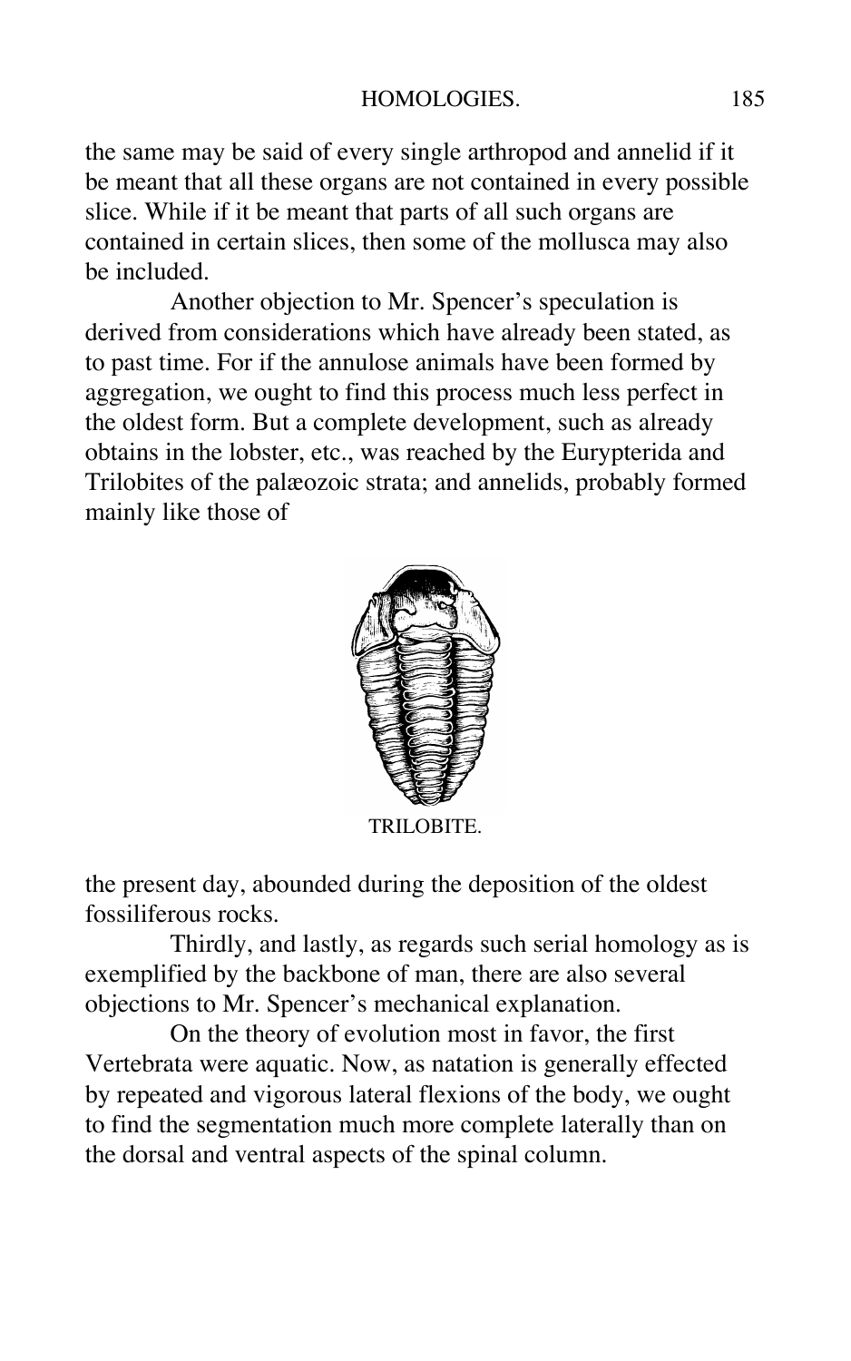the same may be said of every single arthropod and annelid if it be meant that all these organs are not contained in every possible slice. While if it be meant that parts of all such organs are contained in certain slices, then some of the mollusca may also be included.

Another objection to Mr. Spencer's speculation is derived from considerations which have already been stated, as to past time. For if the annulose animals have been formed by aggregation, we ought to find this process much less perfect in the oldest form. But a complete development, such as already obtains in the lobster, etc., was reached by the Eurypterida and Trilobites of the palæozoic strata; and annelids, probably formed mainly like those of

TRILOBITE.

the present day, abounded during the deposition of the oldest fossiliferous rocks.

Thirdly, and lastly, as regards such serial homology as is exemplified by the backbone of man, there are also several objections to Mr. Spencer's mechanical explanation.

On the theory of evolution most in favor, the first Vertebrata were aquatic. Now, as natation is generally effected by repeated and vigorous lateral flexions of the body, we ought to find the segmentation much more complete laterally than on the dorsal and ventral aspects of the spinal column.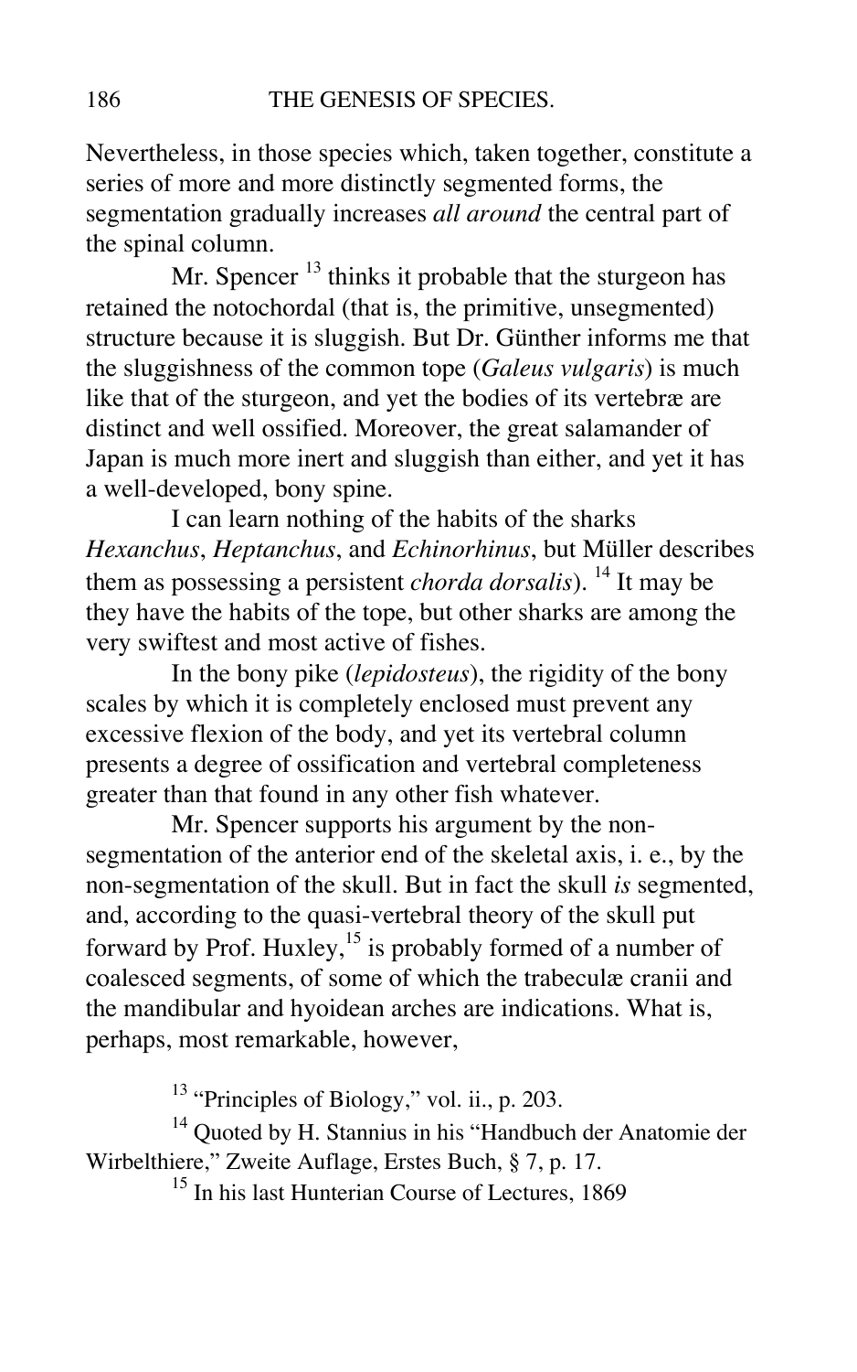Nevertheless, in those species which, taken together, constitute a series of more and more distinctly segmented forms, the segmentation gradually increases *all around* the central part of the spinal column.

Mr. Spencer [13] thinks it probable that the sturgeon has retained the notochordal (that is, the primitive, unsegmented) structure because it is sluggish. But Dr. Günther informs me that the sluggishness of the common tope (*Galeus vulgaris*) is much like that of the sturgeon, and yet the bodies of its vertebræ are distinct and well ossified. Moreover, the great salamander of Japan is much more inert and sluggish than either, and yet it has a well-developed, bony spine.

I can learn nothing of the habits of the sharks *Hexanchus*, *Heptanchus*, and *Echinorhinus*, but Müller describes them as possessing a persistent *chorda dorsalis*). [14] It may be they have the habits of the tope, but other sharks are among the very swiftest and most active of fishes.

In the bony pike (*lepidosteus*), the rigidity of the bony scales by which it is completely enclosed must prevent any excessive flexion of the body, and yet its vertebral column presents a degree of ossification and vertebral completeness greater than that found in any other fish whatever.

Mr. Spencer supports his argument by the non-segmentation of the anterior end of the skeletal axis, i. e., by the non-segmentation of the skull. But in fact the skull *is* segmented, and, according to the quasi-vertebral theory of the skull put forward by Prof. Huxley,[15] is probably formed of a number of coalesced segments, of some of which the trabeculæ cranii and the mandibular and hyoidean arches are indications. What is, perhaps, most remarkable, however,

[13] "Principles of Biology," vol. ii., p. 203.

[14] Quoted by H. Stannius in his "Handbuch der Anatomie der Wirbelthiere," Zweite Auflage, Erstes Buch, § 7, p. 17.

[15] In his last Hunterian Course of Lectures, 1869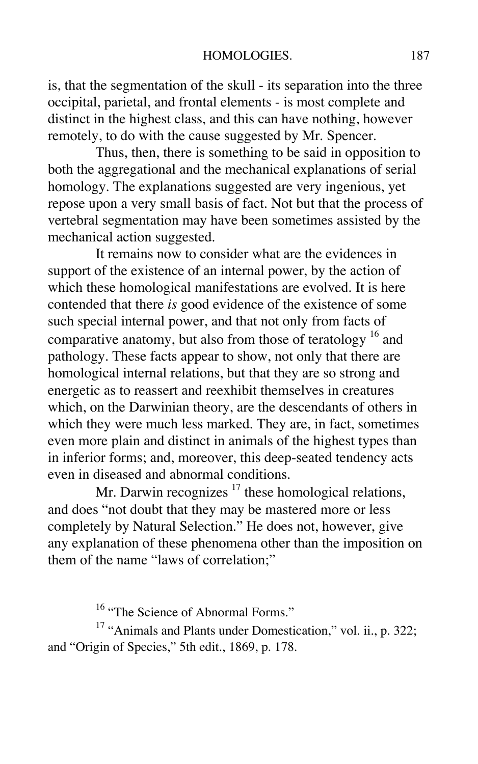is, that the segmentation of the skull - its separation into the three occipital, parietal, and frontal elements - is most complete and distinct in the highest class, and this can have nothing, however remotely, to do with the cause suggested by Mr. Spencer.

Thus, then, there is something to be said in opposition to both the aggregational and the mechanical explanations of serial homology. The explanations suggested are very ingenious, yet repose upon a very small basis of fact. Not but that the process of vertebral segmentation may have been sometimes assisted by the mechanical action suggested.

It remains now to consider what are the evidences in support of the existence of an internal power, by the action of which these homological manifestations are evolved. It is here contended that there *is* good evidence of the existence of some such special internal power, and that not only from facts of comparative anatomy, but also from those of teratology [16] and pathology. These facts appear to show, not only that there are homological internal relations, but that they are so strong and energetic as to reassert and reexhibit themselves in creatures which, on the Darwinian theory, are the descendants of others in which they were much less marked. They are, in fact, sometimes even more plain and distinct in animals of the highest types than in inferior forms; and, moreover, this deep-seated tendency acts even in diseased and abnormal conditions.

Mr. Darwin recognizes [17] these homological relations, and does "not doubt that they may be mastered more or less completely by Natural Selection." He does not, however, give any explanation of these phenomena other than the imposition on them of the name "laws of correlation;"

[16] "The Science of Abnormal Forms."

[17] "Animals and Plants under Domestication," vol. ii., p. 322; and "Origin of Species," 5th edit., 1869, p. 178.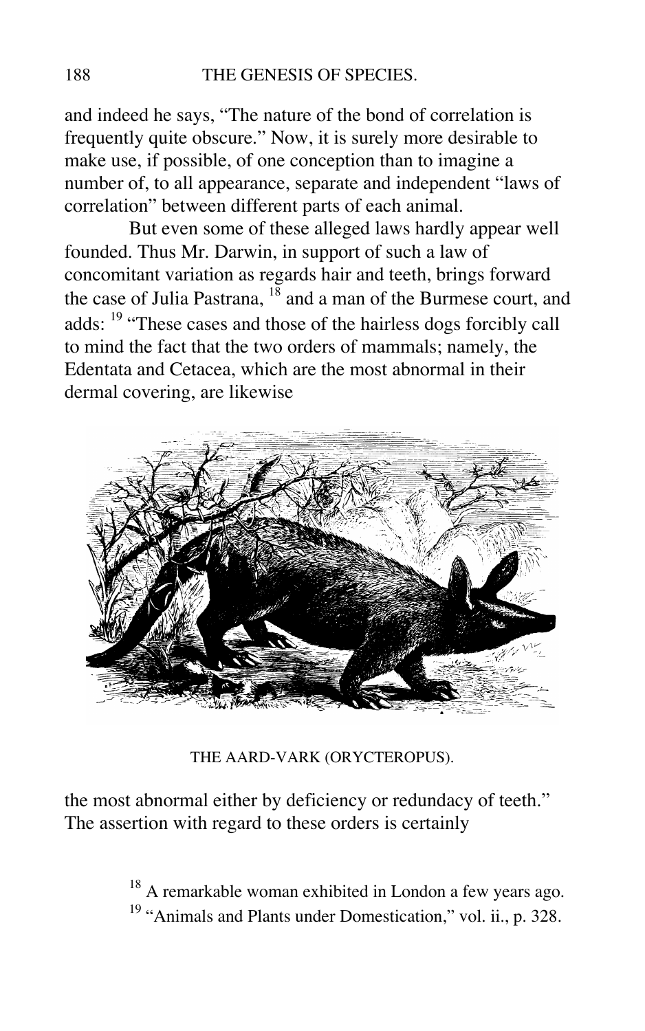and indeed he says, "The nature of the bond of correlation is frequently quite obscure." Now, it is surely more desirable to make use, if possible, of one conception than to imagine a number of, to all appearance, separate and independent "laws of correlation" between different parts of each animal.

But even some of these alleged laws hardly appear well founded. Thus Mr. Darwin, in support of such a law of concomitant variation as regards hair and teeth, brings forward the case of Julia Pastrana, [18] and a man of the Burmese court, and adds: [19] "These cases and those of the hairless dogs forcibly call to mind the fact that the two orders of mammals; namely, the Edentata and Cetacea, which are the most abnormal in their dermal covering, are likewise

THE AARD-VARK (ORYCTEROPUS).

the most abnormal either by deficiency or redundancy of teeth." The assertion with regard to these orders is certainly

[18] A remarkable woman exhibited in London a few years ago.

[19] "Animals and Plants under Domestication," vol. ii., p. 328.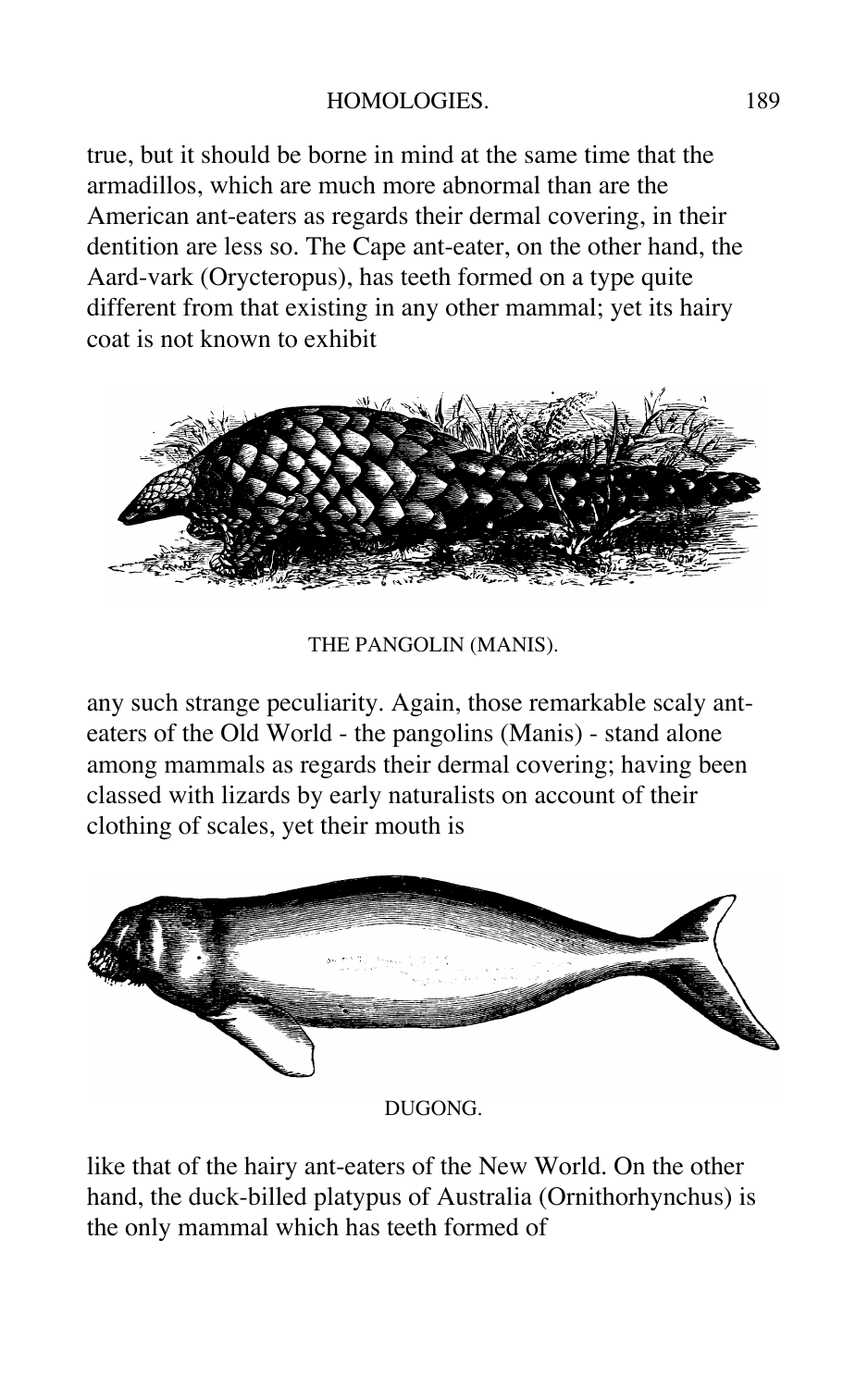true, but it should be borne in mind at the same time that the armadillos, which are much more abnormal than are the American ant-eaters as regards their dermal covering, in their dentition are less so. The Cape ant-eater, on the other hand, the Aard-vark (Orycteropus), has teeth formed on a type quite different from that existing in any other mammal; yet its hairy coat is not known to exhibit

THE PANGOLIN (MANIS).

any such strange peculiarity. Again, those remarkable scaly ant-eaters of the Old World - the pangolins (Manis) - stand alone among mammals as regards their dermal covering; having been classed with lizards by early naturalists on account of their clothing of scales, yet their mouth is

DUGONG.

like that of the hairy ant-eaters of the New World. On the other hand, the duck-billed platypus of Australia (Ornithorhynchus) is the only mammal which has teeth formed of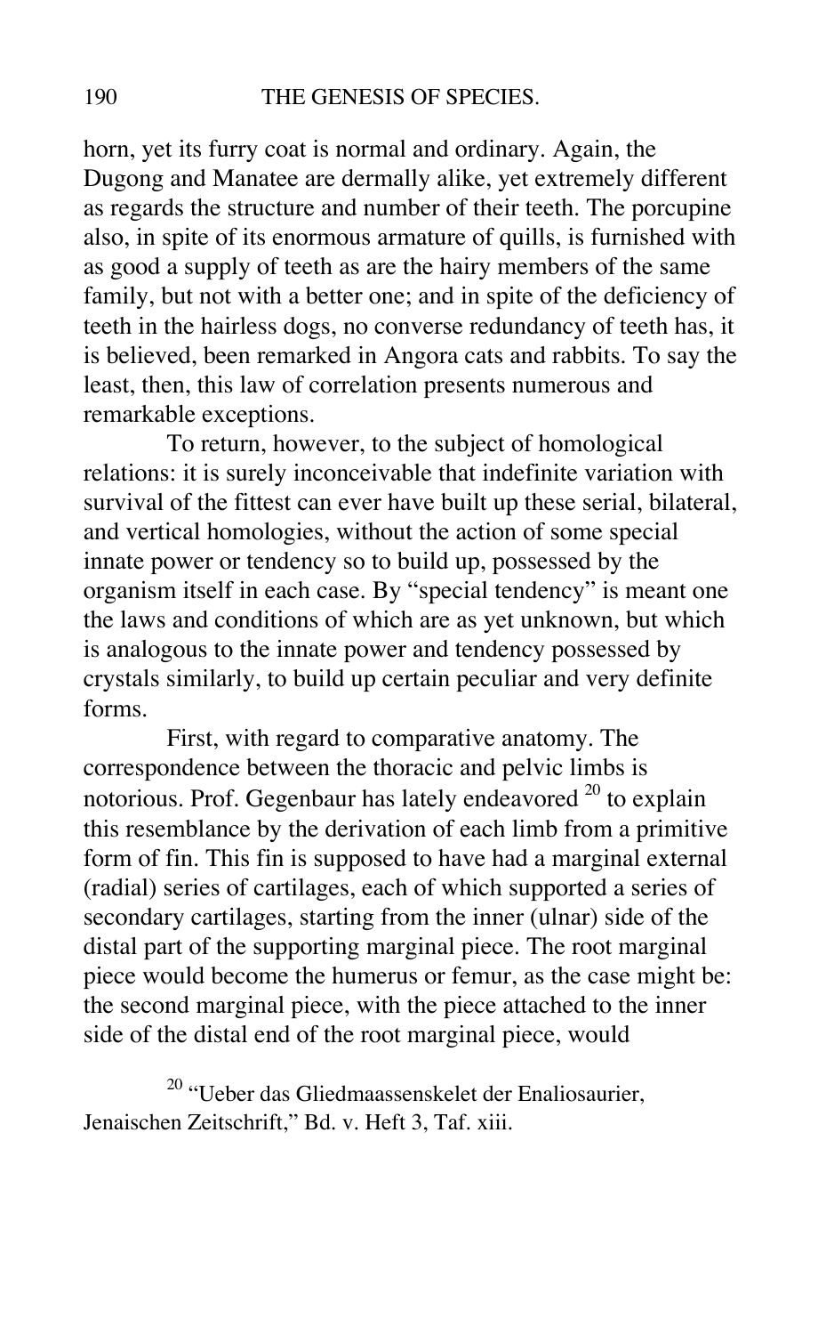horn, yet its furry coat is normal and ordinary. Again, the Dugong and Manatee are dermally alike, yet extremely different as regards the structure and number of their teeth. The porcupine also, in spite of its enormous armature of quills, is furnished with as good a supply of teeth as are the hairy members of the same family, but not with a better one; and in spite of the deficiency of teeth in the hairless dogs, no converse redundancy of teeth has, it is believed, been remarked in Angora cats and rabbits. To say the least, then, this law of correlation presents numerous and remarkable exceptions.

To return, however, to the subject of homological relations: it is surely inconceivable that indefinite variation with survival of the fittest can ever have built up these serial, bilateral, and vertical homologies, without the action of some special innate power or tendency so to build up, possessed by the organism itself in each case. By "special tendency" is meant one the laws and conditions of which are as yet unknown, but which is analogous to the innate power and tendency possessed by crystals similarly, to build up certain peculiar and very definite forms.

First, with regard to comparative anatomy. The correspondence between the thoracic and pelvic limbs is notorious. Prof. Gegenbaur has lately endeavored [20] to explain this resemblance by the derivation of each limb from a primitive form of fin. This fin is supposed to have had a marginal external (radial) series of cartilages, each of which supported a series of secondary cartilages, starting from the inner (ulnar) side of the distal part of the supporting marginal piece. The root marginal piece would become the humerus or femur, as the case might be: the second marginal piece, with the piece attached to the inner side of the distal end of the root marginal piece, would

[20] "Ueber das Gliedmaassenskelet der Enaliosaurier, Jenaischen Zeitschrift," Bd. v. Heft 3, Taf. xiii.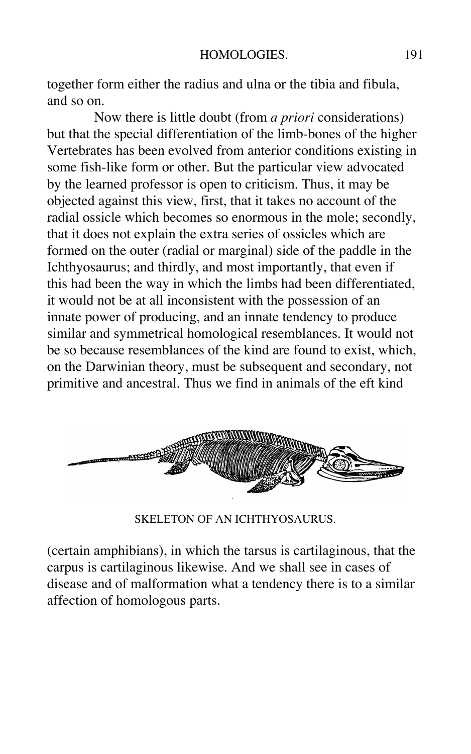together form either the radius and ulna or the tibia and fibula, and so on.

Now there is little doubt (from *a priori* considerations) but that the special differentiation of the limb-bones of the higher Vertebrates has been evolved from anterior conditions existing in some fish-like form or other. But the particular view advocated by the learned professor is open to criticism. Thus, it may be objected against this view, first, that it takes no account of the radial ossicle which becomes so enormous in the mole; secondly, that it does not explain the extra series of ossicles which are formed on the outer (radial or marginal) side of the paddle in the Ichthyosaurus; and thirdly, and most importantly, that even if this had been the way in which the limbs had been differentiated, it would not be at all inconsistent with the possession of an innate power of producing, and an innate tendency to produce similar and symmetrical homological resemblances. It would not be so because resemblances of the kind are found to exist, which, on the Darwinian theory, must be subsequent and secondary, not primitive and ancestral. Thus we find in animals of the eft kind

SKELETON OF AN ICHTHYOSAURUS.

(certain amphibians), in which the tarsus is cartilaginous, that the carpus is cartilaginous likewise. And we shall see in cases of disease and of malformation what a tendency there is to a similar affection of homologous parts.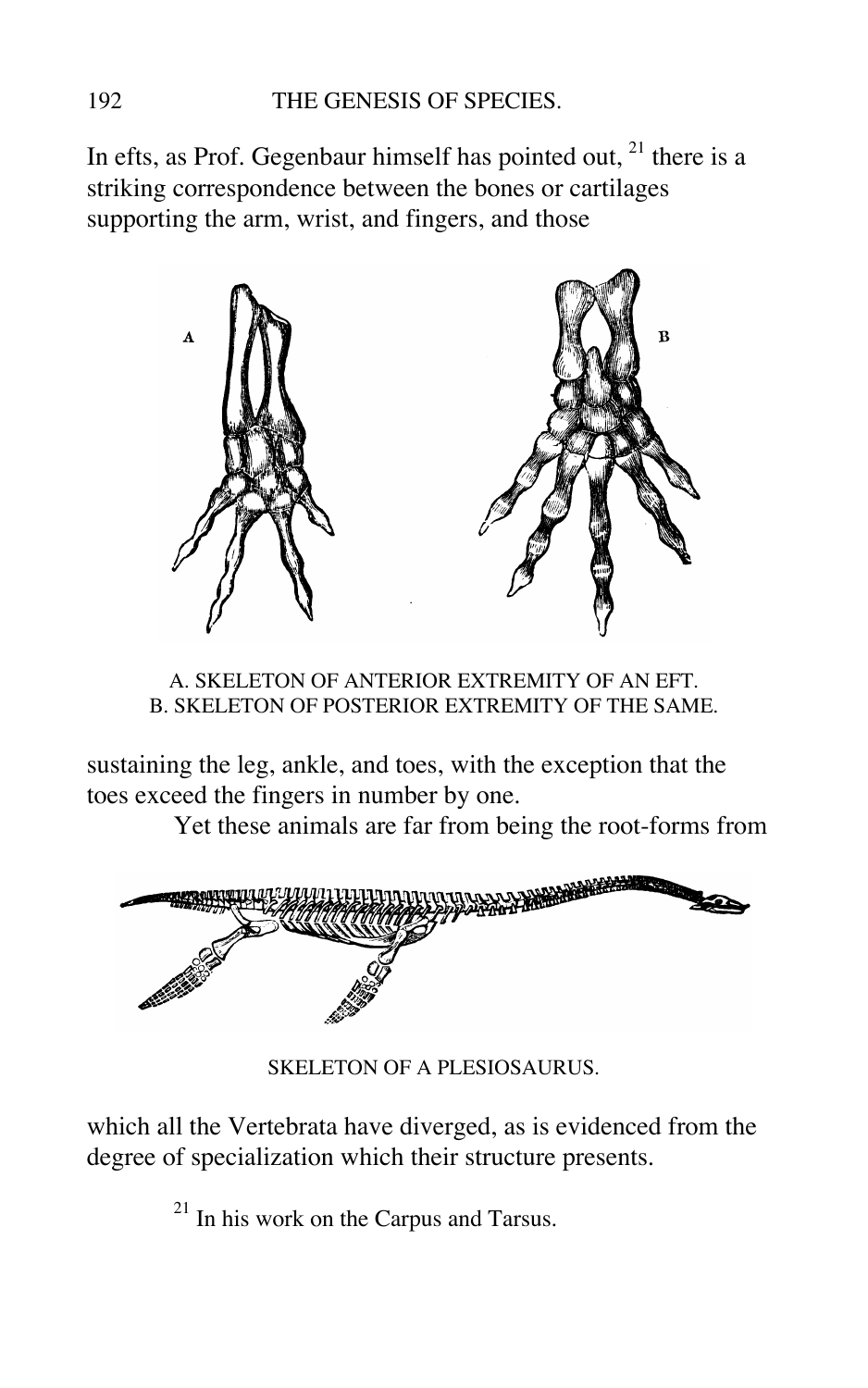In efts, as Prof. Gegenbaur himself has pointed out,[21] there is a striking correspondence between the bones or cartilages supporting the arm, wrist, and fingers, and those

A. SKELETON OF ANTERIOR EXTREMITY OF AN EFT.
B. SKELETON OF POSTERIOR EXTREMITY OF THE SAME.

sustaining the leg, ankle, and toes, with the exception that the toes exceed the fingers in number by one.

Yet these animals are far from being the root-forms from

SKELETON OF A PLESIOSAURUS.

which all the Vertebrata have diverged, as is evidenced from the degree of specialization which their structure presents.

[21] In his work on the Carpus and Tarsus.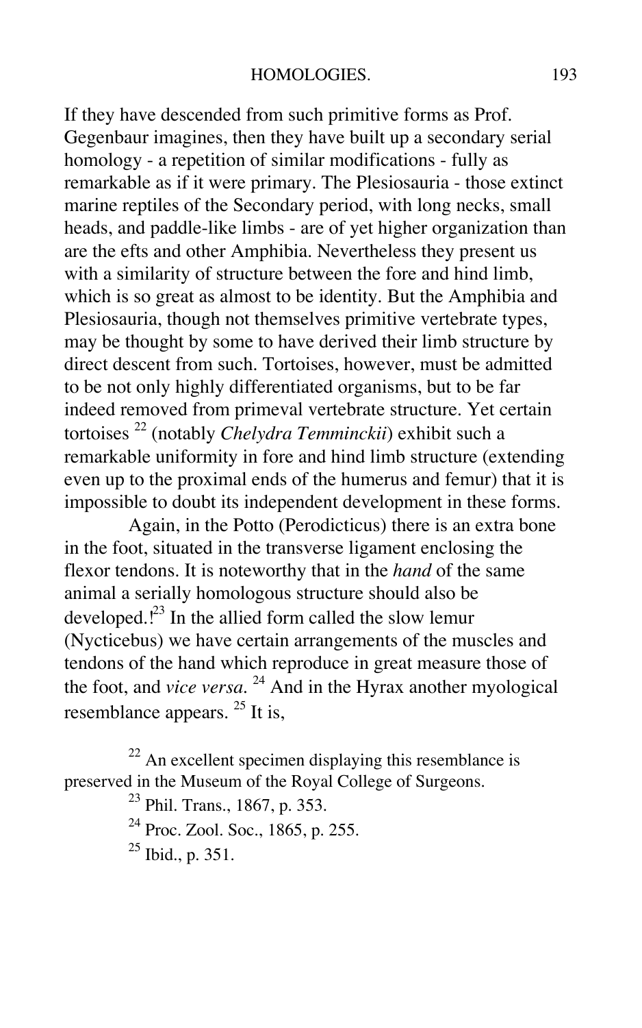If they have descended from such primitive forms as Prof. Gegenbaur imagines, then they have built up a secondary serial homology - a repetition of similar modifications - fully as remarkable as if it were primary. The Plesiosauria - those extinct marine reptiles of the Secondary period, with long necks, small heads, and paddle-like limbs - are of yet higher organization than are the efts and other Amphibia. Nevertheless they present us with a similarity of structure between the fore and hind limb, which is so great as almost to be identity. But the Amphibia and Plesiosauria, though not themselves primitive vertebrate types, may be thought by some to have derived their limb structure by direct descent from such. Tortoises, however, must be admitted to be not only highly differentiated organisms, but to be far indeed removed from primeval vertebrate structure. Yet certain tortoises [22] (notably *Chelydra Temminckii*) exhibit such a remarkable uniformity in fore and hind limb structure (extending even up to the proximal ends of the humerus and femur) that it is impossible to doubt its independent development in these forms.

Again, in the Potto (Perodicticus) there is an extra bone in the foot, situated in the transverse ligament enclosing the flexor tendons. It is noteworthy that in the *hand* of the same animal a serially homologous structure should also be developed.![23] In the allied form called the slow lemur (Nycticebus) we have certain arrangements of the muscles and tendons of the hand which reproduce in great measure those of the foot, and *vice versa.* [24] And in the Hyrax another myological resemblance appears. [25] It is,

[22] An excellent specimen displaying this resemblance is preserved in the Museum of the Royal College of Surgeons.

[23] Phil. Trans., 1867, p. 353.

[24] Proc. Zool. Soc., 1865, p. 255.

[25] Ibid., p. 351.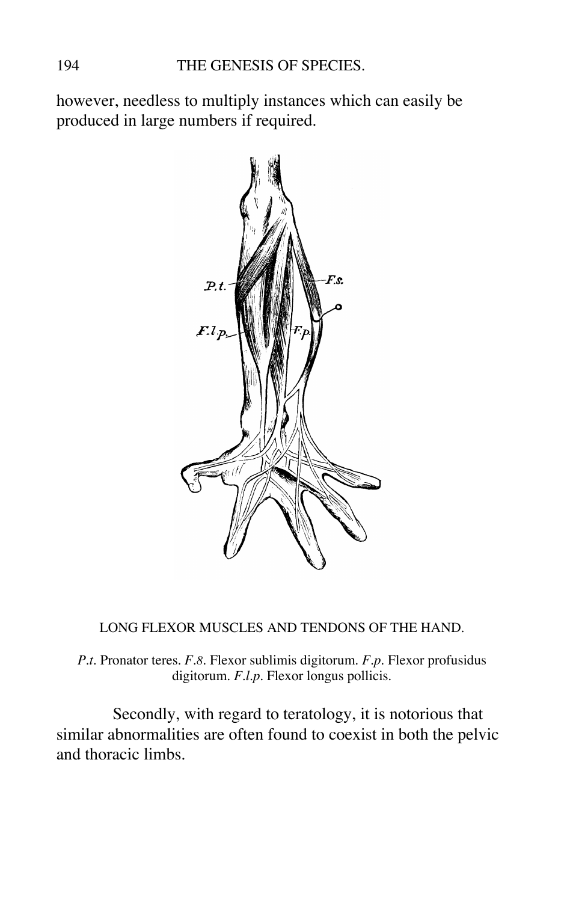however, needless to multiply instances which can easily be produced in large numbers if required.

LONG FLEXOR MUSCLES AND TENDONS OF THE HAND.

*P.t.* Pronator teres. *F.8.* Flexor sublimis digitorum. *F.p.* Flexor profusidus digitorum. *F.l.p.* Flexor longus pollicis.

Secondly, with regard to teratology, it is notorious that similar abnormalities are often found to coexist in both the pelvic and thoracic limbs.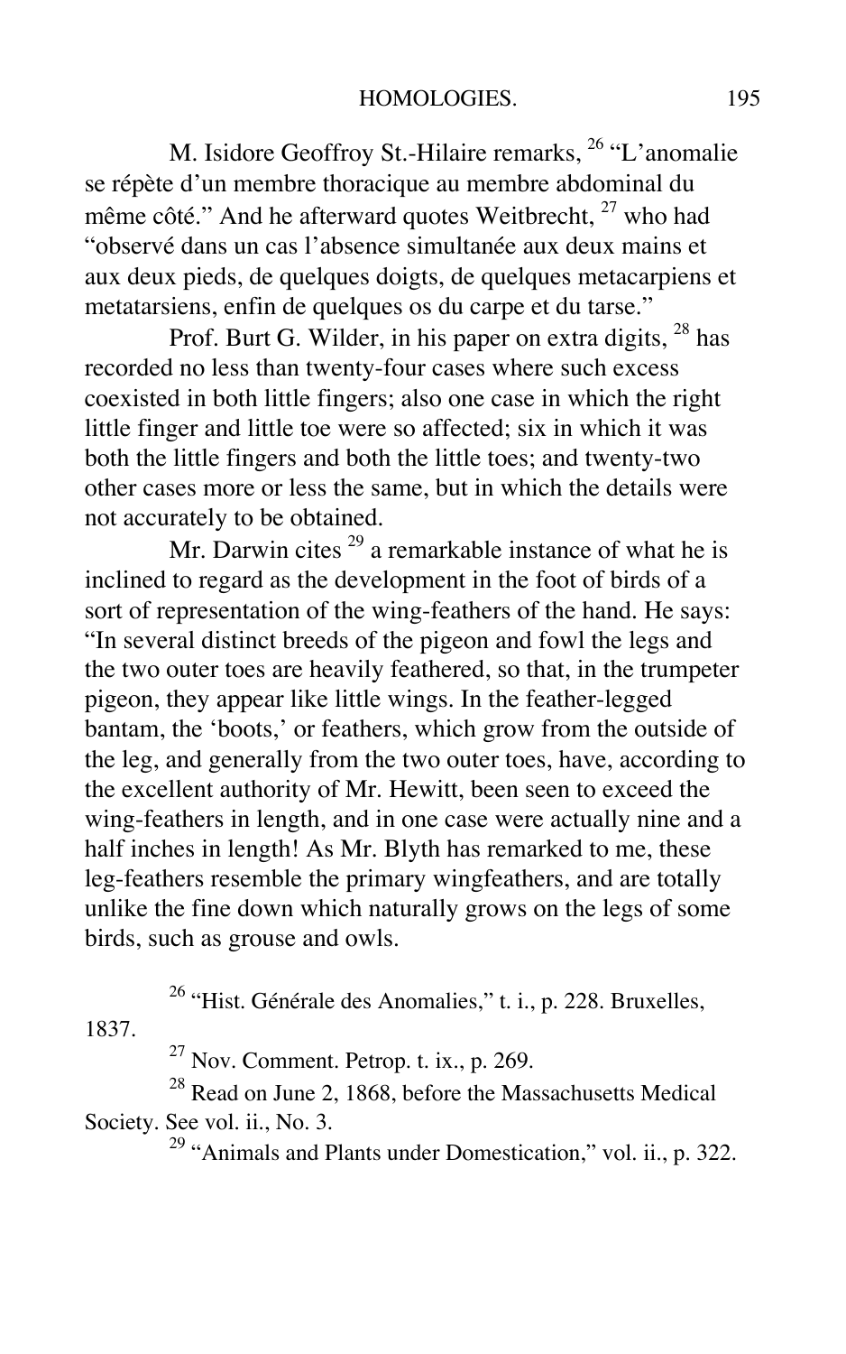M. Isidore Geoffroy St.-Hilaire remarks, [26] "L'anomalie se répète d'un membre thoracique au membre abdominal du même côté." And he afterward quotes Weitbrecht, [27] who had "observé dans un cas l'absence simultanée aux deux mains et aux deux pieds, de quelques doigts, de quelques metacarpiens et metatarsiens, enfin de quelques os du carpe et du tarse."

Prof. Burt G. Wilder, in his paper on extra digits, [28] has recorded no less than twenty-four cases where such excess coexisted in both little fingers; also one case in which the right little finger and little toe were so affected; six in which it was both the little fingers and both the little toes; and twenty-two other cases more or less the same, but in which the details were not accurately to be obtained.

Mr. Darwin cites [29] a remarkable instance of what he is inclined to regard as the development in the foot of birds of a sort of representation of the wing-feathers of the hand. He says: "In several distinct breeds of the pigeon and fowl the legs and the two outer toes are heavily feathered, so that, in the trumpeter pigeon, they appear like little wings. In the feather-legged bantam, the 'boots,' or feathers, which grow from the outside of the leg, and generally from the two outer toes, have, according to the excellent authority of Mr. Hewitt, been seen to exceed the wing-feathers in length, and in one case were actually nine and a half inches in length! As Mr. Blyth has remarked to me, these leg-feathers resemble the primary wingfeathers, and are totally unlike the fine down which naturally grows on the legs of some birds, such as grouse and owls.

[26] "Hist. Générale des Anomalies," t. i., p. 228. Bruxelles, 1837.

[27] Nov. Comment. Petrop. t. ix., p. 269.

[28] Read on June 2, 1868, before the Massachusetts Medical Society. See vol. ii., No. 3.

[29] "Animals and Plants under Domestication," vol. ii., p. 322.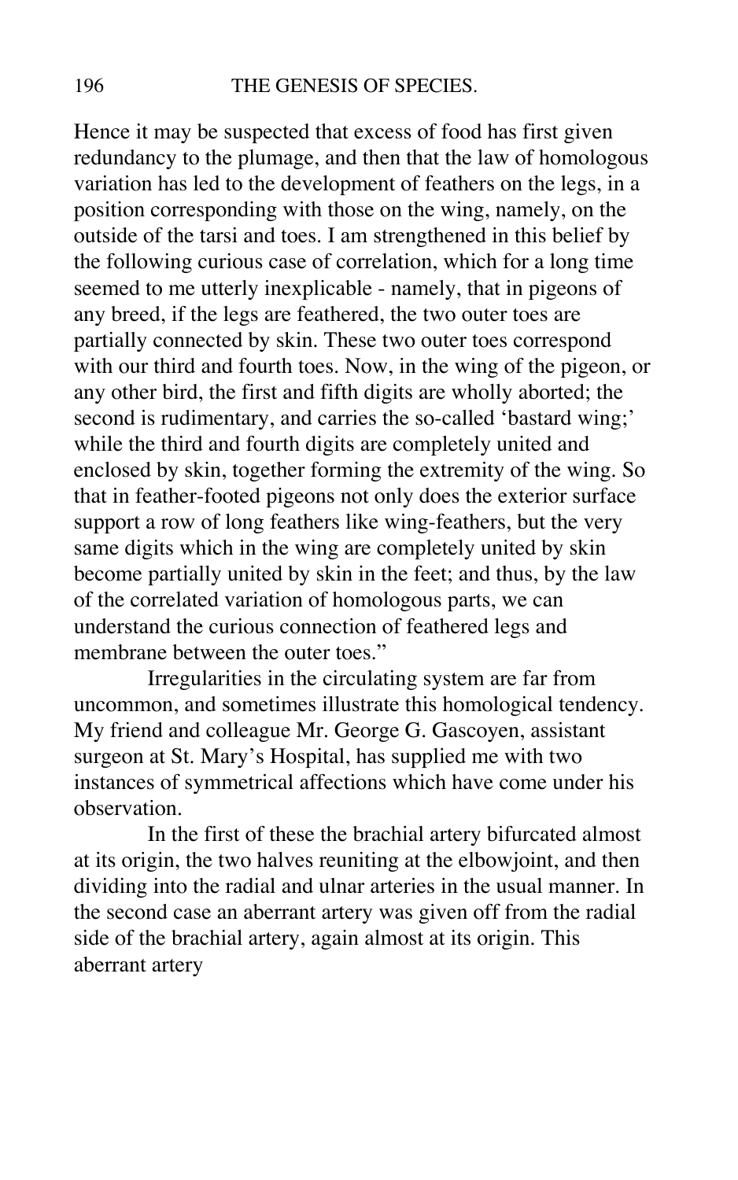Hence it may be suspected that excess of food has first given redundancy to the plumage, and then that the law of homologous variation has led to the development of feathers on the legs, in a position corresponding with those on the wing, namely, on the outside of the tarsi and toes. I am strengthened in this belief by the following curious case of correlation, which for a long time seemed to me utterly inexplicable - namely, that in pigeons of any breed, if the legs are feathered, the two outer toes are partially connected by skin. These two outer toes correspond with our third and fourth toes. Now, in the wing of the pigeon, or any other bird, the first and fifth digits are wholly aborted; the second is rudimentary, and carries the so-called 'bastard wing;' while the third and fourth digits are completely united and enclosed by skin, together forming the extremity of the wing. So that in feather-footed pigeons not only does the exterior surface support a row of long feathers like wing-feathers, but the very same digits which in the wing are completely united by skin become partially united by skin in the feet; and thus, by the law of the correlated variation of homologous parts, we can understand the curious connection of feathered legs and membrane between the outer toes."

Irregularities in the circulating system are far from uncommon, and sometimes illustrate this homological tendency. My friend and colleague Mr. George G. Gascoyen, assistant surgeon at St. Mary's Hospital, has supplied me with two instances of symmetrical affections which have come under his observation.

In the first of these the brachial artery bifurcated almost at its origin, the two halves reuniting at the elbowjoint, and then dividing into the radial and ulnar arteries in the usual manner. In the second case an aberrant artery was given off from the radial side of the brachial artery, again almost at its origin. This aberrant artery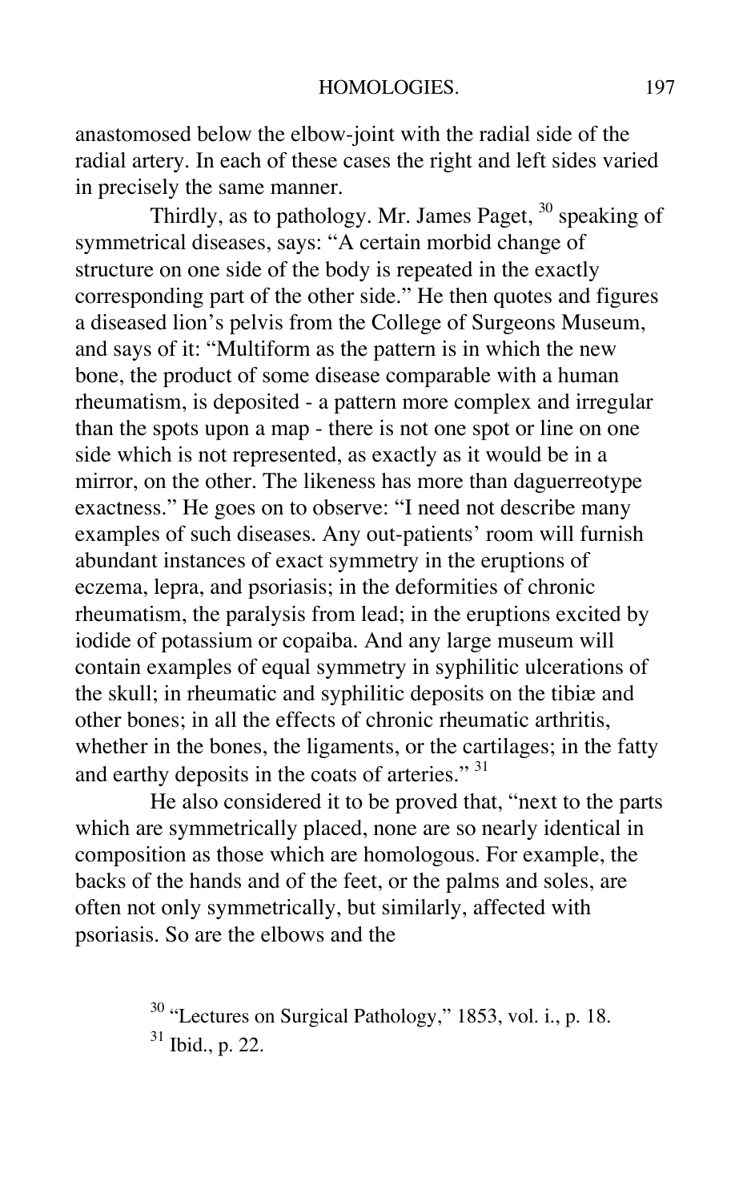anastomosed below the elbow-joint with the radial side of the radial artery. In each of these cases the right and left sides varied in precisely the same manner.

Thirdly, as to pathology. Mr. James Paget, [30] speaking of symmetrical diseases, says: "A certain morbid change of structure on one side of the body is repeated in the exactly corresponding part of the other side." He then quotes and figures a diseased lion's pelvis from the College of Surgeons Museum, and says of it: "Multiform as the pattern is in which the new bone, the product of some disease comparable with a human rheumatism, is deposited - a pattern more complex and irregular than the spots upon a map - there is not one spot or line on one side which is not represented, as exactly as it would be in a mirror, on the other. The likeness has more than daguerreotype exactness." He goes on to observe: "I need not describe many examples of such diseases. Any out-patients' room will furnish abundant instances of exact symmetry in the eruptions of eczema, lepra, and psoriasis; in the deformities of chronic rheumatism, the paralysis from lead; in the eruptions excited by iodide of potassium or copaiba. And any large museum will contain examples of equal symmetry in syphilitic ulcerations of the skull; in rheumatic and syphilitic deposits on the tibiæ and other bones; in all the effects of chronic rheumatic arthritis, whether in the bones, the ligaments, or the cartilages; in the fatty and earthy deposits in the coats of arteries." [31]

He also considered it to be proved that, "next to the parts which are symmetrically placed, none are so nearly identical in composition as those which are homologous. For example, the backs of the hands and of the feet, or the palms and soles, are often not only symmetrically, but similarly, affected with psoriasis. So are the elbows and the

[30] "Lectures on Surgical Pathology," 1853, vol. i., p. 18.

[31] Ibid., p. 22.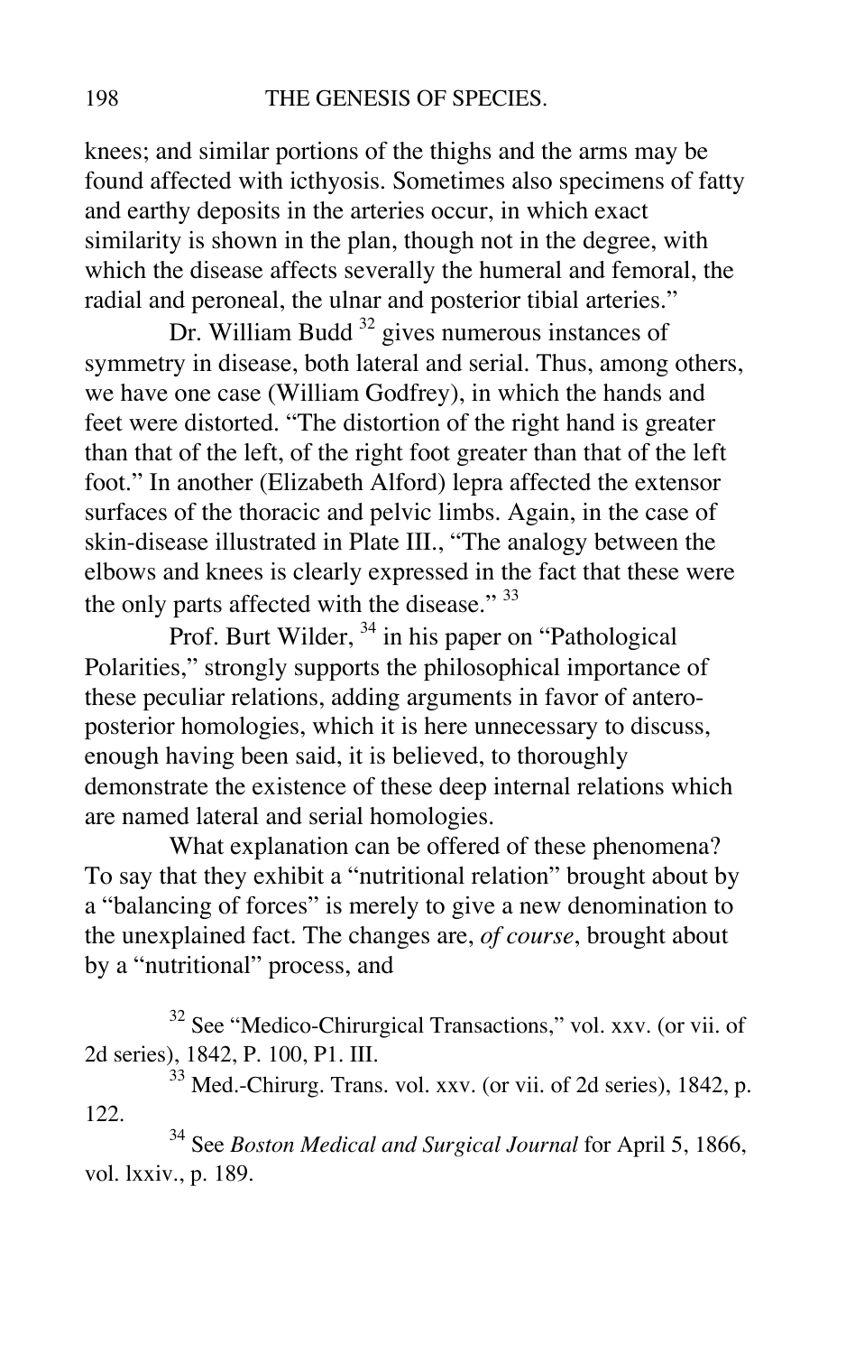knees; and similar portions of the thighs and the arms may be found affected with icthyosis. Sometimes also specimens of fatty and earthy deposits in the arteries occur, in which exact similarity is shown in the plan, though not in the degree, with which the disease affects severally the humeral and femoral, the radial and peroneal, the ulnar and posterior tibial arteries."

Dr. William Budd [32] gives numerous instances of symmetry in disease, both lateral and serial. Thus, among others, we have one case (William Godfrey), in which the hands and feet were distorted. "The distortion of the right hand is greater than that of the left, of the right foot greater than that of the left foot." In another (Elizabeth Alford) lepra affected the extensor surfaces of the thoracic and pelvic limbs. Again, in the case of skin-disease illustrated in Plate III., "The analogy between the elbows and knees is clearly expressed in the fact that these were the only parts affected with the disease." [33]

Prof. Burt Wilder, [34] in his paper on "Pathological Polarities," strongly supports the philosophical importance of these peculiar relations, adding arguments in favor of antero-posterior homologies, which it is here unnecessary to discuss, enough having been said, it is believed, to thoroughly demonstrate the existence of these deep internal relations which are named lateral and serial homologies.

What explanation can be offered of these phenomena? To say that they exhibit a "nutritional relation" brought about by a "balancing of forces" is merely to give a new denomination to the unexplained fact. The changes are, *of course*, brought about by a "nutritional" process, and

[32] See "Medico-Chirurgical Transactions," vol. xxv. (or vii. of 2d series), 1842, P. 100, P1. III.

[33] Med.-Chirurg. Trans. vol. xxv. (or vii. of 2d series), 1842, p. 122.

[34] See *Boston Medical and Surgical Journal* for April 5, 1866, vol. lxxiv., p. 189.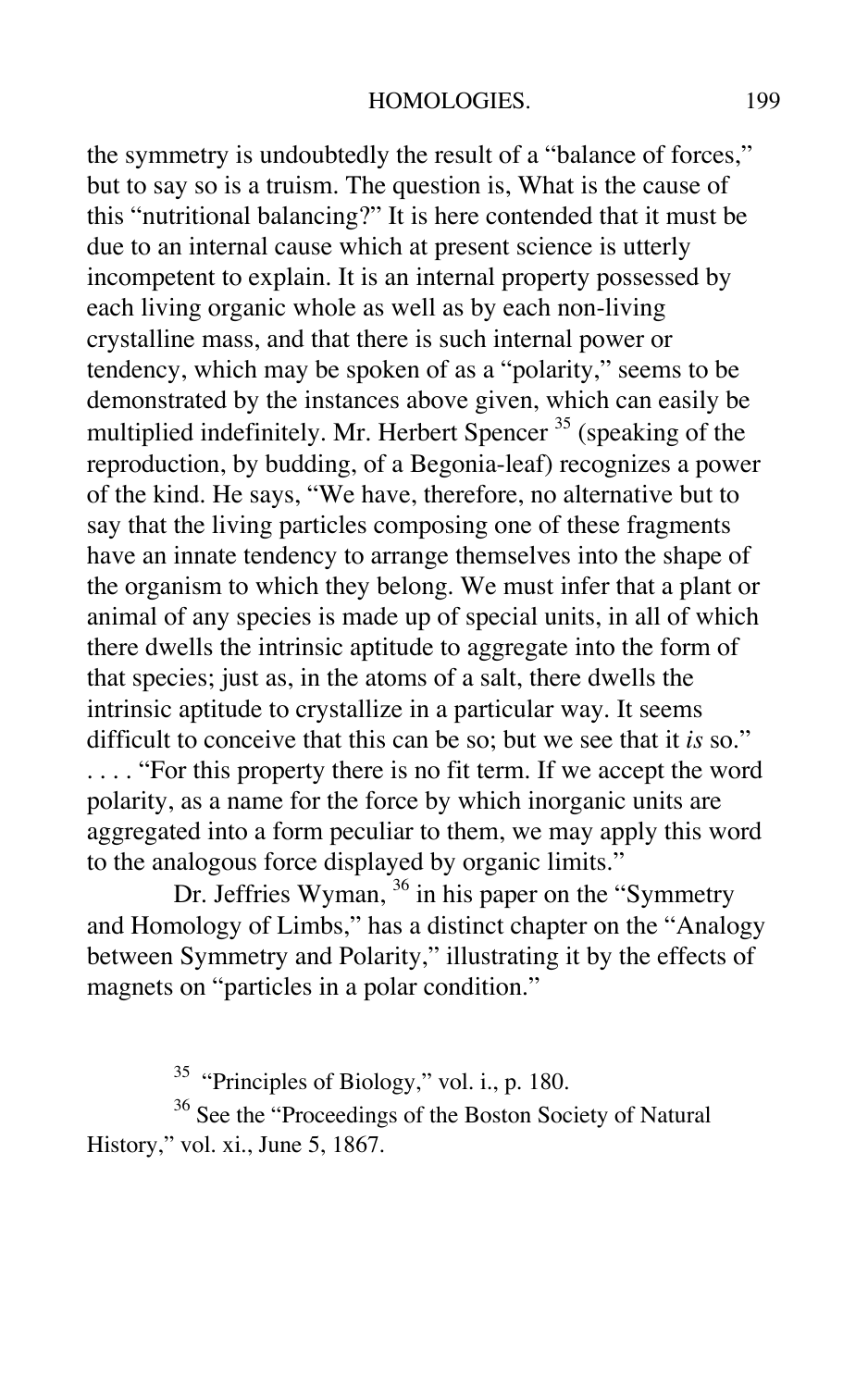the symmetry is undoubtedly the result of a "balance of forces," but to say so is a truism. The question is, What is the cause of this "nutritional balancing?" It is here contended that it must be due to an internal cause which at present science is utterly incompetent to explain. It is an internal property possessed by each living organic whole as well as by each non-living crystalline mass, and that there is such internal power or tendency, which may be spoken of as a "polarity," seems to be demonstrated by the instances above given, which can easily be multiplied indefinitely. Mr. Herbert Spencer [35] (speaking of the reproduction, by budding, of a Begonia-leaf) recognizes a power of the kind. He says, "We have, therefore, no alternative but to say that the living particles composing one of these fragments have an innate tendency to arrange themselves into the shape of the organism to which they belong. We must infer that a plant or animal of any species is made up of special units, in all of which there dwells the intrinsic aptitude to aggregate into the form of that species; just as, in the atoms of a salt, there dwells the intrinsic aptitude to crystallize in a particular way. It seems difficult to conceive that this can be so; but we see that it *is* so." . . . . "For this property there is no fit term. If we accept the word polarity, as a name for the force by which inorganic units are aggregated into a form peculiar to them, we may apply this word to the analogous force displayed by organic limits."

Dr. Jeffries Wyman, [36] in his paper on the "Symmetry and Homology of Limbs," has a distinct chapter on the "Analogy between Symmetry and Polarity," illustrating it by the effects of magnets on "particles in a polar condition."

[35] "Principles of Biology," vol. i., p. 180.

[36] See the "Proceedings of the Boston Society of Natural History," vol. xi., June 5, 1867.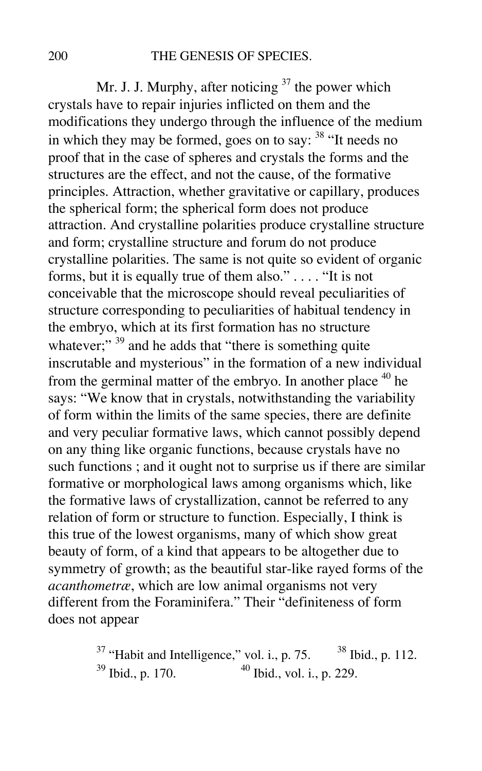Mr. J. J. Murphy, after noticing [37] the power which crystals have to repair injuries inflicted on them and the modifications they undergo through the influence of the medium in which they may be formed, goes on to say: [38] "It needs no proof that in the case of spheres and crystals the forms and the structures are the effect, and not the cause, of the formative principles. Attraction, whether gravitative or capillary, produces the spherical form; the spherical form does not produce attraction. And crystalline polarities produce crystalline structure and form; crystalline structure and forum do not produce crystalline polarities. The same is not quite so evident of organic forms, but it is equally true of them also." . . . . "It is not conceivable that the microscope should reveal peculiarities of structure corresponding to peculiarities of habitual tendency in the embryo, which at its first formation has no structure whatever;" [39] and he adds that "there is something quite inscrutable and mysterious" in the formation of a new individual from the germinal matter of the embryo. In another place [40] he says: "We know that in crystals, notwithstanding the variability of form within the limits of the same species, there are definite and very peculiar formative laws, which cannot possibly depend on any thing like organic functions, because crystals have no such functions ; and it ought not to surprise us if there are similar formative or morphological laws among organisms which, like the formative laws of crystallization, cannot be referred to any relation of form or structure to function. Especially, I think is this true of the lowest organisms, many of which show great beauty of form, of a kind that appears to be altogether due to symmetry of growth; as the beautiful star-like rayed forms of the *acanthometræ*, which are low animal organisms not very different from the Foraminifera." Their "definiteness of form does not appear

[37] "Habit and Intelligence," vol. i., p. 75. [38] Ibid., p. 112.
[39] Ibid., p. 170. [40] Ibid., vol. i., p. 229.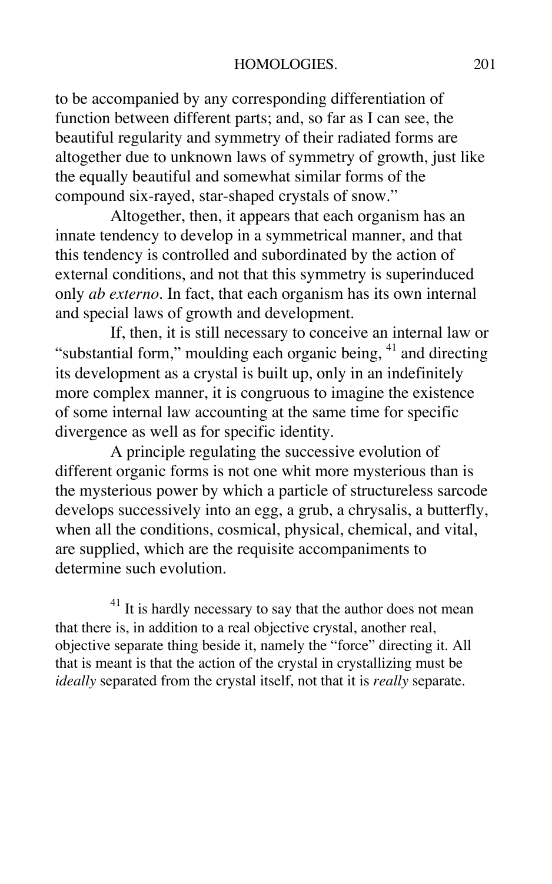to be accompanied by any corresponding differentiation of function between different parts; and, so far as I can see, the beautiful regularity and symmetry of their radiated forms are altogether due to unknown laws of symmetry of growth, just like the equally beautiful and somewhat similar forms of the compound six-rayed, star-shaped crystals of snow."

Altogether, then, it appears that each organism has an innate tendency to develop in a symmetrical manner, and that this tendency is controlled and subordinated by the action of external conditions, and not that this symmetry is superinduced only *ab externo*. In fact, that each organism has its own internal and special laws of growth and development.

If, then, it is still necessary to conceive an internal law or "substantial form," moulding each organic being, [41] and directing its development as a crystal is built up, only in an indefinitely more complex manner, it is congruous to imagine the existence of some internal law accounting at the same time for specific divergence as well as for specific identity.

A principle regulating the successive evolution of different organic forms is not one whit more mysterious than is the mysterious power by which a particle of structureless sarcode develops successively into an egg, a grub, a chrysalis, a butterfly, when all the conditions, cosmical, physical, chemical, and vital, are supplied, which are the requisite accompaniments to determine such evolution.

[41] It is hardly necessary to say that the author does not mean that there is, in addition to a real objective crystal, another real, objective separate thing beside it, namely the "force" directing it. All that is meant is that the action of the crystal in crystallizing must be *ideally* separated from the crystal itself, not that it is *really* separate.